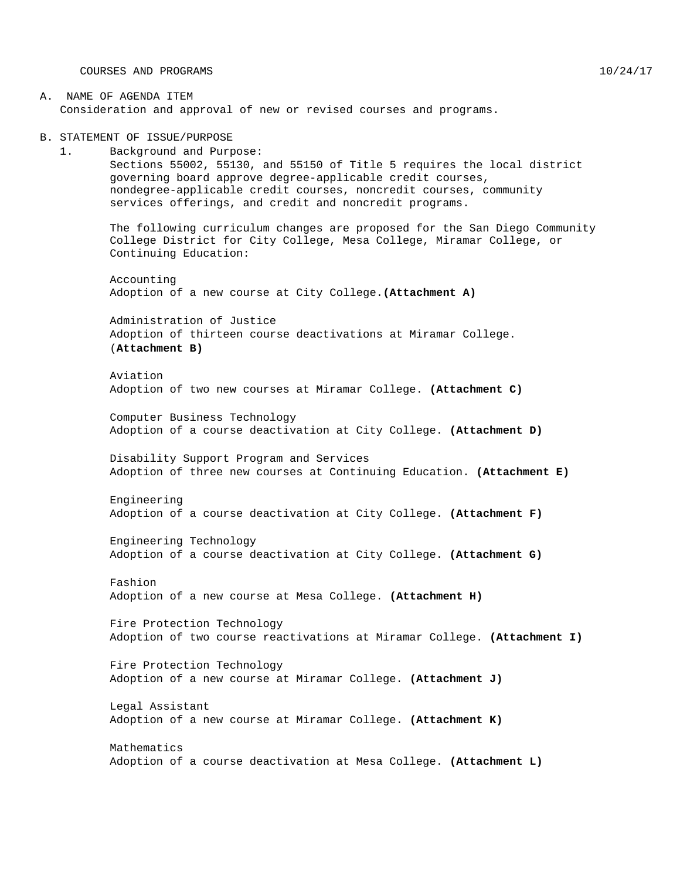COURSES AND PROGRAMS 10/24/17

A. NAME OF AGENDA ITEM

Consideration and approval of new or revised courses and programs.

B. STATEMENT OF ISSUE/PURPOSE

1. Background and Purpose:

Sections 55002, 55130, and 55150 of Title 5 requires the local district governing board approve degree-applicable credit courses, nondegree-applicable credit courses, noncredit courses, community services offerings, and credit and noncredit programs.

The following curriculum changes are proposed for the San Diego Community College District for City College, Mesa College, Miramar College, or Continuing Education:

Accounting
Adoption of a new course at City College.**(Attachment A)**

Administration of Justice
Adoption of thirteen course deactivations at Miramar College. (**Attachment B)**

Aviation
Adoption of two new courses at Miramar College. **(Attachment C)**

Computer Business Technology
Adoption of a course deactivation at City College. **(Attachment D)**

Disability Support Program and Services
Adoption of three new courses at Continuing Education. **(Attachment E)**

Engineering
Adoption of a course deactivation at City College. **(Attachment F)**

Engineering Technology
Adoption of a course deactivation at City College. **(Attachment G)**

Fashion
Adoption of a new course at Mesa College. **(Attachment H)**

Fire Protection Technology
Adoption of two course reactivations at Miramar College. **(Attachment I)**

Fire Protection Technology
Adoption of a new course at Miramar College. **(Attachment J)**

Legal Assistant
Adoption of a new course at Miramar College. **(Attachment K)**

Mathematics
Adoption of a course deactivation at Mesa College. **(Attachment L)**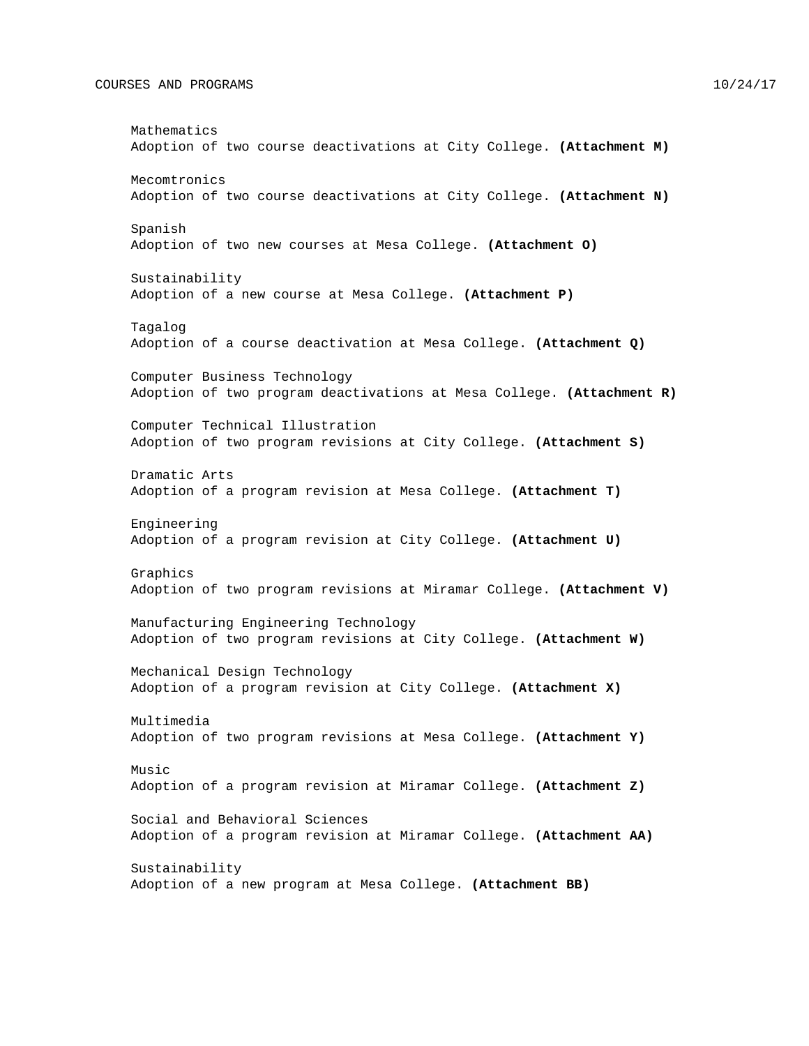Mathematics
Adoption of two course deactivations at City College. **(Attachment M)**

Mecomtronics
Adoption of two course deactivations at City College. **(Attachment N)**

Spanish
Adoption of two new courses at Mesa College. **(Attachment O)**

Sustainability
Adoption of a new course at Mesa College. **(Attachment P)**

Tagalog
Adoption of a course deactivation at Mesa College. **(Attachment Q)**

Computer Business Technology
Adoption of two program deactivations at Mesa College. **(Attachment R)**

Computer Technical Illustration
Adoption of two program revisions at City College. **(Attachment S)**

Dramatic Arts
Adoption of a program revision at Mesa College. **(Attachment T)**

Engineering
Adoption of a program revision at City College. **(Attachment U)**

Graphics
Adoption of two program revisions at Miramar College. **(Attachment V)**

Manufacturing Engineering Technology
Adoption of two program revisions at City College. **(Attachment W)**

Mechanical Design Technology
Adoption of a program revision at City College. **(Attachment X)**

Multimedia
Adoption of two program revisions at Mesa College. **(Attachment Y)**

Music
Adoption of a program revision at Miramar College. **(Attachment Z)**

Social and Behavioral Sciences
Adoption of a program revision at Miramar College. **(Attachment AA)**

Sustainability
Adoption of a new program at Mesa College. **(Attachment BB)**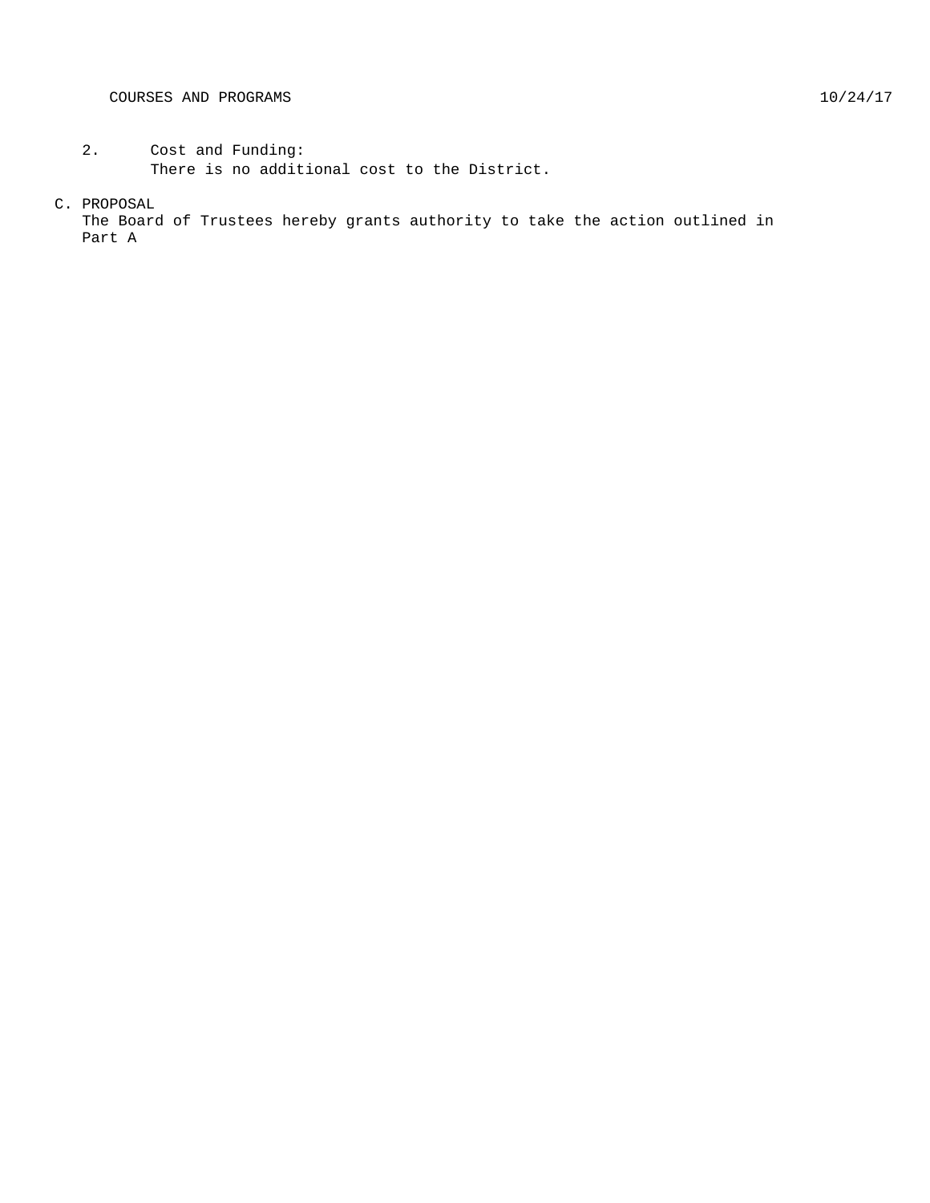2. Cost and Funding:
   There is no additional cost to the District.

C. PROPOSAL

The Board of Trustees hereby grants authority to take the action outlined in Part A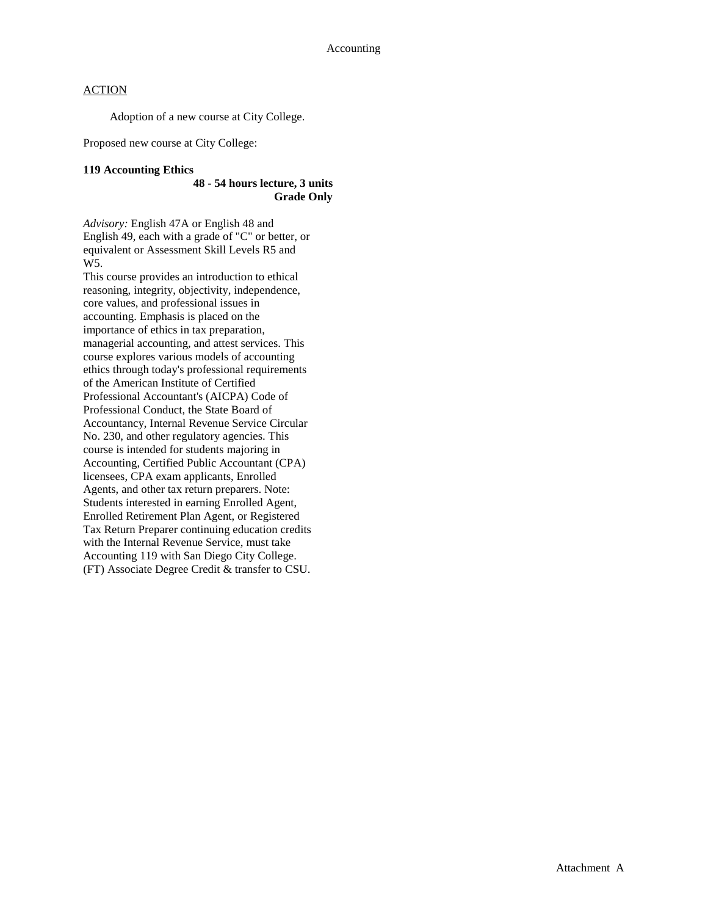ACTION

Adoption of a new course at City College.

Proposed new course at City College:

**119 Accounting Ethics**

**48 - 54 hours lecture, 3 units**
**Grade Only**

*Advisory:* English 47A or English 48 and English 49, each with a grade of "C" or better, or equivalent or Assessment Skill Levels R5 and W5.

This course provides an introduction to ethical reasoning, integrity, objectivity, independence, core values, and professional issues in accounting. Emphasis is placed on the importance of ethics in tax preparation, managerial accounting, and attest services. This course explores various models of accounting ethics through today's professional requirements of the American Institute of Certified Professional Accountant's (AICPA) Code of Professional Conduct, the State Board of Accountancy, Internal Revenue Service Circular No. 230, and other regulatory agencies. This course is intended for students majoring in Accounting, Certified Public Accountant (CPA) licensees, CPA exam applicants, Enrolled Agents, and other tax return preparers. Note: Students interested in earning Enrolled Agent, Enrolled Retirement Plan Agent, or Registered Tax Return Preparer continuing education credits with the Internal Revenue Service, must take Accounting 119 with San Diego City College. (FT) Associate Degree Credit & transfer to CSU.

Attachment A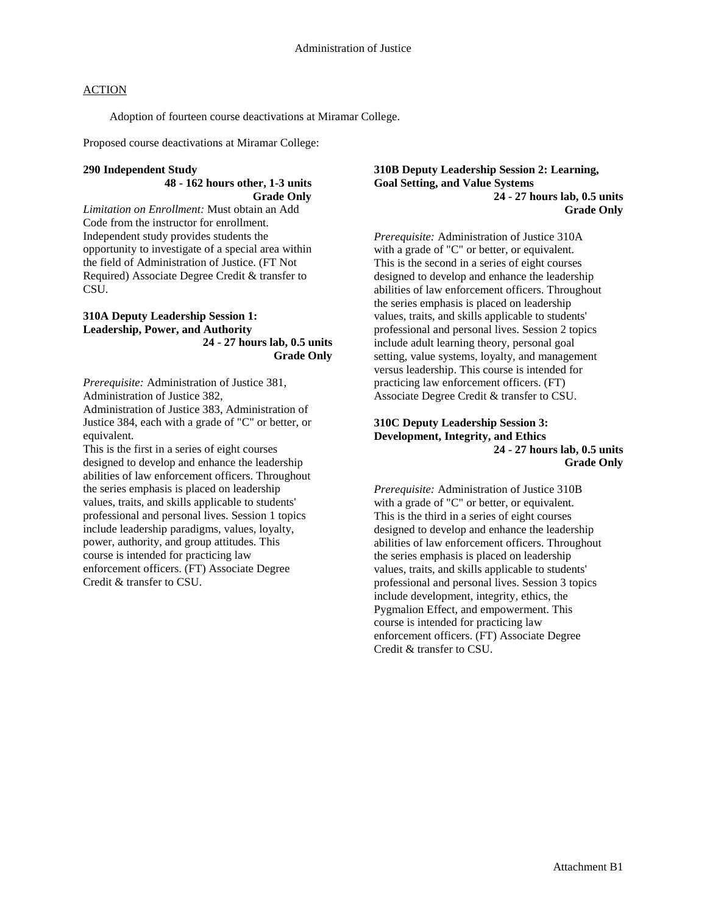# Administration of Justice

ACTION

Adoption of fourteen course deactivations at Miramar College.

Proposed course deactivations at Miramar College:

**290 Independent Study**
**48 - 162 hours other, 1-3 units**
**Grade Only**

*Limitation on Enrollment:* Must obtain an Add Code from the instructor for enrollment.
Independent study provides students the opportunity to investigate of a special area within the field of Administration of Justice. (FT Not Required) Associate Degree Credit & transfer to CSU.

**310A Deputy Leadership Session 1: Leadership, Power, and Authority**
**24 - 27 hours lab, 0.5 units**
**Grade Only**

*Prerequisite:* Administration of Justice 381, Administration of Justice 382, Administration of Justice 383, Administration of Justice 384, each with a grade of "C" or better, or equivalent.
This is the first in a series of eight courses designed to develop and enhance the leadership abilities of law enforcement officers. Throughout the series emphasis is placed on leadership values, traits, and skills applicable to students' professional and personal lives. Session 1 topics include leadership paradigms, values, loyalty, power, authority, and group attitudes. This course is intended for practicing law enforcement officers. (FT) Associate Degree Credit & transfer to CSU.

**310B Deputy Leadership Session 2: Learning, Goal Setting, and Value Systems**
**24 - 27 hours lab, 0.5 units**
**Grade Only**

*Prerequisite:* Administration of Justice 310A with a grade of "C" or better, or equivalent.
This is the second in a series of eight courses designed to develop and enhance the leadership abilities of law enforcement officers. Throughout the series emphasis is placed on leadership values, traits, and skills applicable to students' professional and personal lives. Session 2 topics include adult learning theory, personal goal setting, value systems, loyalty, and management versus leadership. This course is intended for practicing law enforcement officers. (FT) Associate Degree Credit & transfer to CSU.

**310C Deputy Leadership Session 3: Development, Integrity, and Ethics**
**24 - 27 hours lab, 0.5 units**
**Grade Only**

*Prerequisite:* Administration of Justice 310B with a grade of "C" or better, or equivalent.
This is the third in a series of eight courses designed to develop and enhance the leadership abilities of law enforcement officers. Throughout the series emphasis is placed on leadership values, traits, and skills applicable to students' professional and personal lives. Session 3 topics include development, integrity, ethics, the Pygmalion Effect, and empowerment. This course is intended for practicing law enforcement officers. (FT) Associate Degree Credit & transfer to CSU.

Attachment B1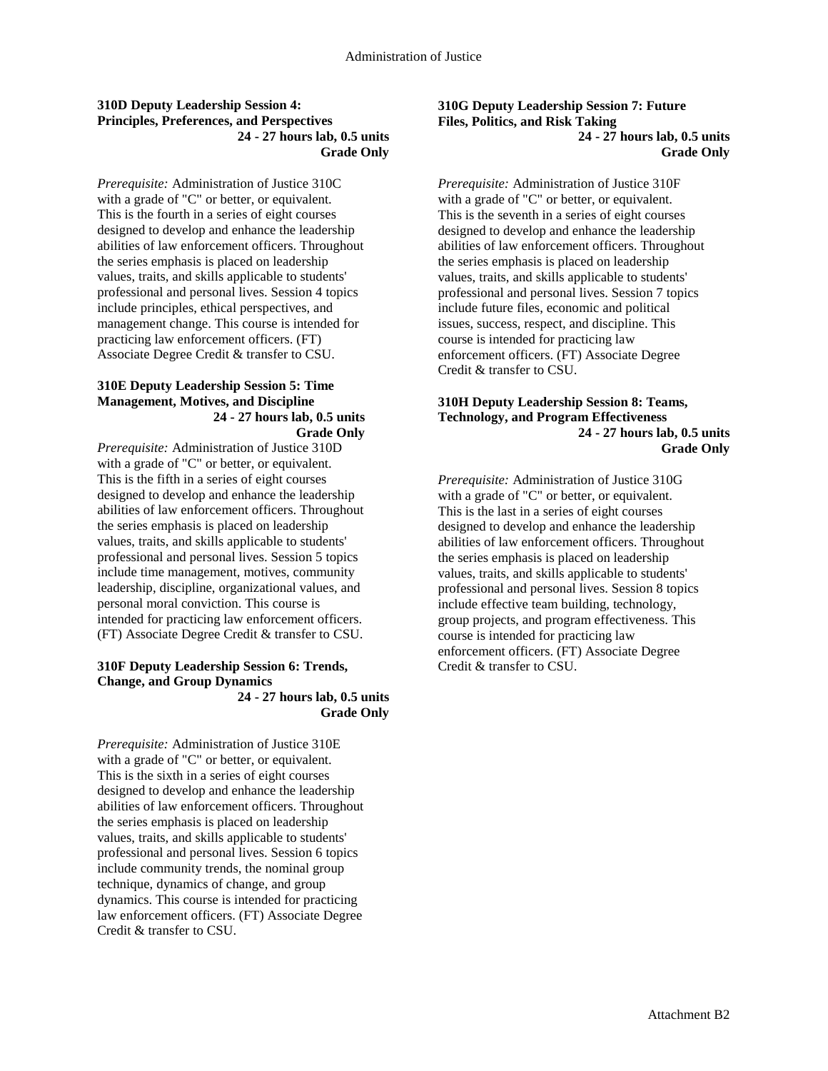### 310D Deputy Leadership Session 4: Principles, Preferences, and Perspectives

**24 - 27 hours lab, 0.5 units**
**Grade Only**

*Prerequisite:* Administration of Justice 310C with a grade of "C" or better, or equivalent. This is the fourth in a series of eight courses designed to develop and enhance the leadership abilities of law enforcement officers. Throughout the series emphasis is placed on leadership values, traits, and skills applicable to students' professional and personal lives. Session 4 topics include principles, ethical perspectives, and management change. This course is intended for practicing law enforcement officers. (FT) Associate Degree Credit & transfer to CSU.

### 310E Deputy Leadership Session 5: Time Management, Motives, and Discipline

**24 - 27 hours lab, 0.5 units**
**Grade Only**

*Prerequisite:* Administration of Justice 310D with a grade of "C" or better, or equivalent. This is the fifth in a series of eight courses designed to develop and enhance the leadership abilities of law enforcement officers. Throughout the series emphasis is placed on leadership values, traits, and skills applicable to students' professional and personal lives. Session 5 topics include time management, motives, community leadership, discipline, organizational values, and personal moral conviction. This course is intended for practicing law enforcement officers. (FT) Associate Degree Credit & transfer to CSU.

### 310F Deputy Leadership Session 6: Trends, Change, and Group Dynamics

**24 - 27 hours lab, 0.5 units**
**Grade Only**

*Prerequisite:* Administration of Justice 310E with a grade of "C" or better, or equivalent. This is the sixth in a series of eight courses designed to develop and enhance the leadership abilities of law enforcement officers. Throughout the series emphasis is placed on leadership values, traits, and skills applicable to students' professional and personal lives. Session 6 topics include community trends, the nominal group technique, dynamics of change, and group dynamics. This course is intended for practicing law enforcement officers. (FT) Associate Degree Credit & transfer to CSU.

### 310G Deputy Leadership Session 7: Future Files, Politics, and Risk Taking

**24 - 27 hours lab, 0.5 units**
**Grade Only**

*Prerequisite:* Administration of Justice 310F with a grade of "C" or better, or equivalent. This is the seventh in a series of eight courses designed to develop and enhance the leadership abilities of law enforcement officers. Throughout the series emphasis is placed on leadership values, traits, and skills applicable to students' professional and personal lives. Session 7 topics include future files, economic and political issues, success, respect, and discipline. This course is intended for practicing law enforcement officers. (FT) Associate Degree Credit & transfer to CSU.

### 310H Deputy Leadership Session 8: Teams, Technology, and Program Effectiveness

**24 - 27 hours lab, 0.5 units**
**Grade Only**

*Prerequisite:* Administration of Justice 310G with a grade of "C" or better, or equivalent. This is the last in a series of eight courses designed to develop and enhance the leadership abilities of law enforcement officers. Throughout the series emphasis is placed on leadership values, traits, and skills applicable to students' professional and personal lives. Session 8 topics include effective team building, technology, group projects, and program effectiveness. This course is intended for practicing law enforcement officers. (FT) Associate Degree Credit & transfer to CSU.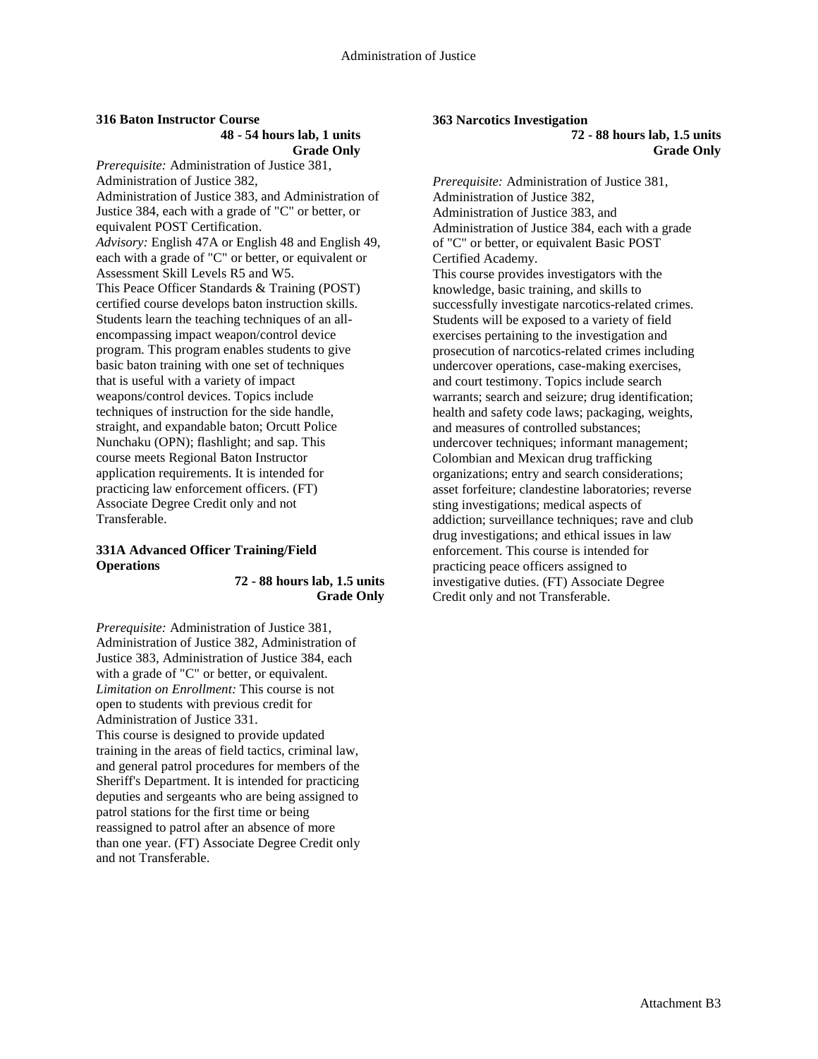**316 Baton Instructor Course**

**48 - 54 hours lab, 1 units**
**Grade Only**

*Prerequisite:* Administration of Justice 381, Administration of Justice 382, Administration of Justice 383, and Administration of Justice 384, each with a grade of "C" or better, or equivalent POST Certification.
*Advisory:* English 47A or English 48 and English 49, each with a grade of "C" or better, or equivalent or Assessment Skill Levels R5 and W5.
This Peace Officer Standards & Training (POST) certified course develops baton instruction skills. Students learn the teaching techniques of an all-encompassing impact weapon/control device program. This program enables students to give basic baton training with one set of techniques that is useful with a variety of impact weapons/control devices. Topics include techniques of instruction for the side handle, straight, and expandable baton; Orcutt Police Nunchaku (OPN); flashlight; and sap. This course meets Regional Baton Instructor application requirements. It is intended for practicing law enforcement officers. (FT) Associate Degree Credit only and not Transferable.

**331A Advanced Officer Training/Field Operations**

**72 - 88 hours lab, 1.5 units**
**Grade Only**

*Prerequisite:* Administration of Justice 381, Administration of Justice 382, Administration of Justice 383, Administration of Justice 384, each with a grade of "C" or better, or equivalent.
*Limitation on Enrollment:* This course is not open to students with previous credit for Administration of Justice 331.
This course is designed to provide updated training in the areas of field tactics, criminal law, and general patrol procedures for members of the Sheriff's Department. It is intended for practicing deputies and sergeants who are being assigned to patrol stations for the first time or being reassigned to patrol after an absence of more than one year. (FT) Associate Degree Credit only and not Transferable.

**363 Narcotics Investigation**

**72 - 88 hours lab, 1.5 units**
**Grade Only**

*Prerequisite:* Administration of Justice 381, Administration of Justice 382, Administration of Justice 383, and Administration of Justice 384, each with a grade of "C" or better, or equivalent Basic POST Certified Academy.
This course provides investigators with the knowledge, basic training, and skills to successfully investigate narcotics-related crimes. Students will be exposed to a variety of field exercises pertaining to the investigation and prosecution of narcotics-related crimes including undercover operations, case-making exercises, and court testimony. Topics include search warrants; search and seizure; drug identification; health and safety code laws; packaging, weights, and measures of controlled substances; undercover techniques; informant management; Colombian and Mexican drug trafficking organizations; entry and search considerations; asset forfeiture; clandestine laboratories; reverse sting investigations; medical aspects of addiction; surveillance techniques; rave and club drug investigations; and ethical issues in law enforcement. This course is intended for practicing peace officers assigned to investigative duties. (FT) Associate Degree Credit only and not Transferable.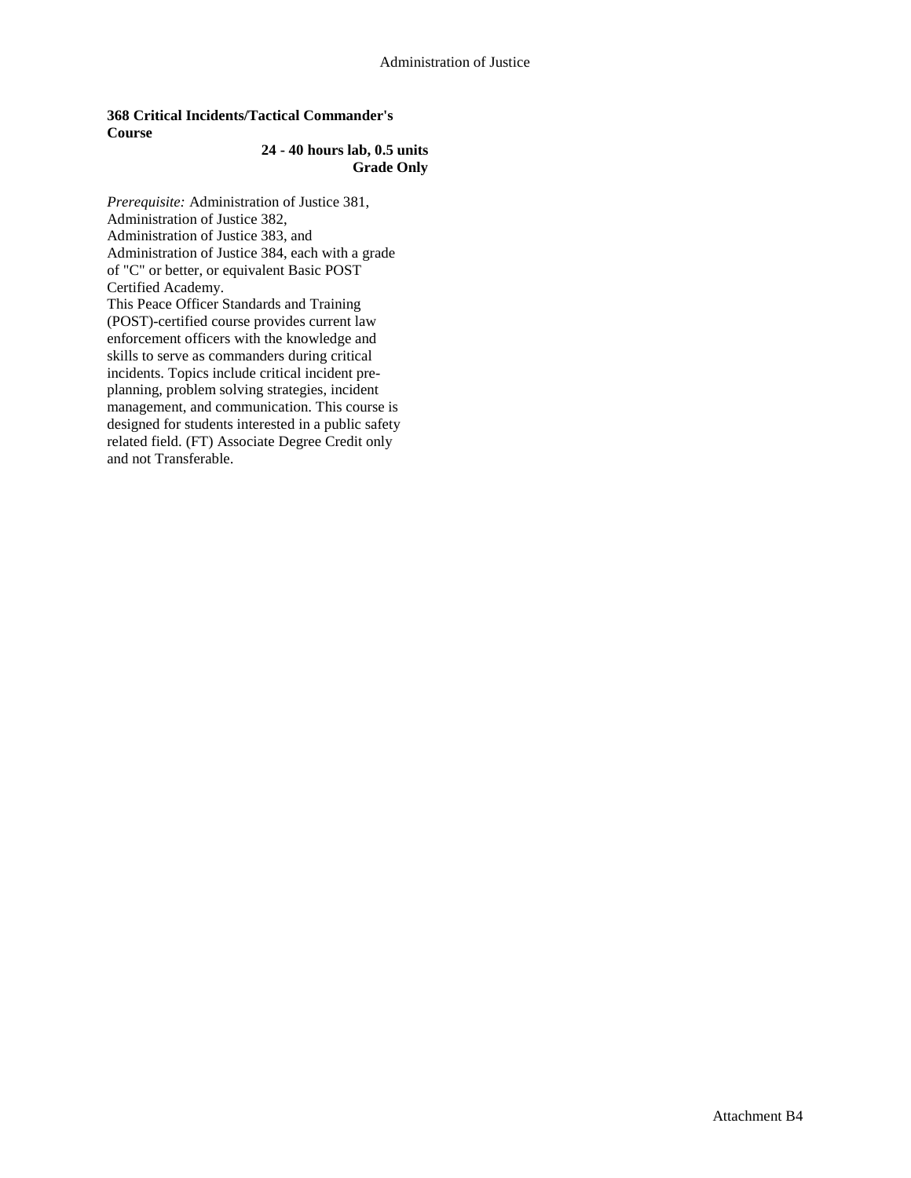**368 Critical Incidents/Tactical Commander's Course**

**24 - 40 hours lab, 0.5 units**
**Grade Only**

*Prerequisite:* Administration of Justice 381, Administration of Justice 382, Administration of Justice 383, and Administration of Justice 384, each with a grade of "C" or better, or equivalent Basic POST Certified Academy.

This Peace Officer Standards and Training (POST)-certified course provides current law enforcement officers with the knowledge and skills to serve as commanders during critical incidents. Topics include critical incident pre-planning, problem solving strategies, incident management, and communication. This course is designed for students interested in a public safety related field. (FT) Associate Degree Credit only and not Transferable.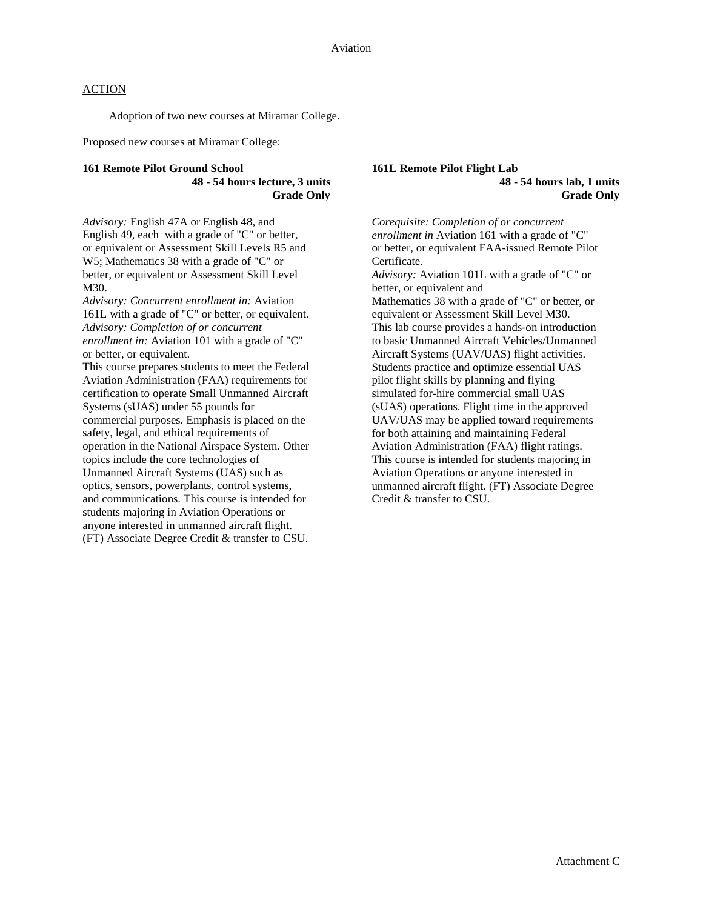# Aviation

<u>ACTION</u>

Adoption of two new courses at Miramar College.

Proposed new courses at Miramar College:

**161 Remote Pilot Ground School**
**48 - 54 hours lecture, 3 units**
**Grade Only**

*Advisory:* English 47A or English 48, and English 49, each with a grade of "C" or better, or equivalent or Assessment Skill Levels R5 and W5; Mathematics 38 with a grade of "C" or better, or equivalent or Assessment Skill Level M30.
*Advisory: Concurrent enrollment in:* Aviation 161L with a grade of "C" or better, or equivalent.
*Advisory: Completion of or concurrent enrollment in:* Aviation 101 with a grade of "C" or better, or equivalent.
This course prepares students to meet the Federal Aviation Administration (FAA) requirements for certification to operate Small Unmanned Aircraft Systems (sUAS) under 55 pounds for commercial purposes. Emphasis is placed on the safety, legal, and ethical requirements of operation in the National Airspace System. Other topics include the core technologies of Unmanned Aircraft Systems (UAS) such as optics, sensors, powerplants, control systems, and communications. This course is intended for students majoring in Aviation Operations or anyone interested in unmanned aircraft flight. (FT) Associate Degree Credit & transfer to CSU.

**161L Remote Pilot Flight Lab**
**48 - 54 hours lab, 1 units**
**Grade Only**

*Corequisite: Completion of or concurrent enrollment in* Aviation 161 with a grade of "C" or better, or equivalent FAA-issued Remote Pilot Certificate.
*Advisory:* Aviation 101L with a grade of "C" or better, or equivalent and
Mathematics 38 with a grade of "C" or better, or equivalent or Assessment Skill Level M30.
This lab course provides a hands-on introduction to basic Unmanned Aircraft Vehicles/Unmanned Aircraft Systems (UAV/UAS) flight activities. Students practice and optimize essential UAS pilot flight skills by planning and flying simulated for-hire commercial small UAS (sUAS) operations. Flight time in the approved UAV/UAS may be applied toward requirements for both attaining and maintaining Federal Aviation Administration (FAA) flight ratings. This course is intended for students majoring in Aviation Operations or anyone interested in unmanned aircraft flight. (FT) Associate Degree Credit & transfer to CSU.

Attachment C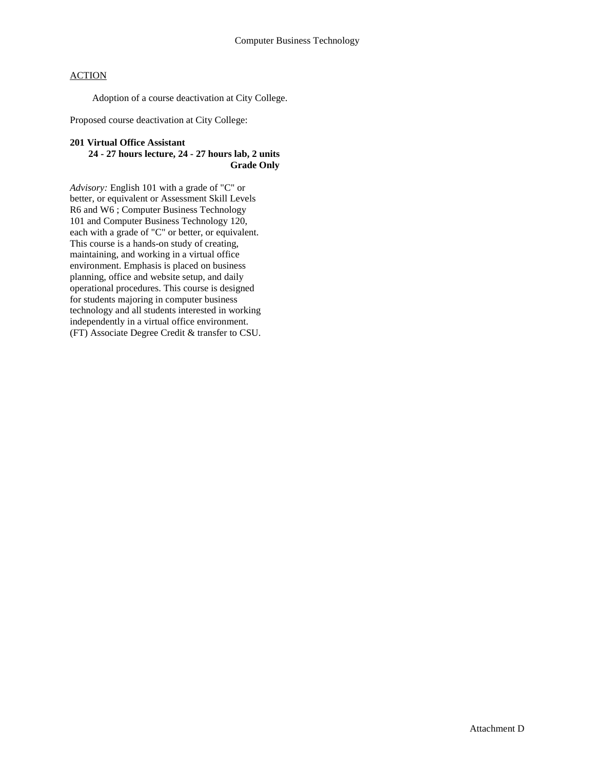Computer Business Technology

ACTION

Adoption of a course deactivation at City College.

Proposed course deactivation at City College:

**201 Virtual Office Assistant**
**24 - 27 hours lecture, 24 - 27 hours lab, 2 units**
**Grade Only**

*Advisory:* English 101 with a grade of "C" or better, or equivalent or Assessment Skill Levels R6 and W6 ; Computer Business Technology 101 and Computer Business Technology 120, each with a grade of "C" or better, or equivalent. This course is a hands-on study of creating, maintaining, and working in a virtual office environment. Emphasis is placed on business planning, office and website setup, and daily operational procedures. This course is designed for students majoring in computer business technology and all students interested in working independently in a virtual office environment. (FT) Associate Degree Credit & transfer to CSU.

Attachment D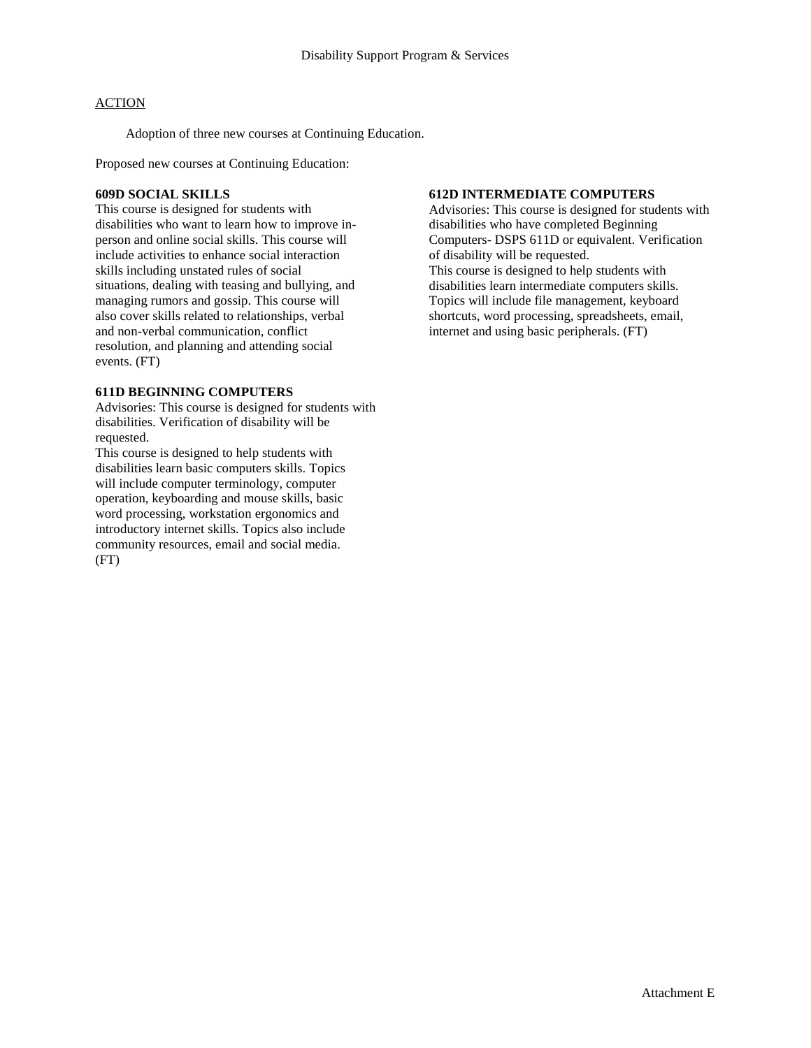Disability Support Program & Services

ACTION

Adoption of three new courses at Continuing Education.

Proposed new courses at Continuing Education:

**609D SOCIAL SKILLS**
This course is designed for students with disabilities who want to learn how to improve in-person and online social skills. This course will include activities to enhance social interaction skills including unstated rules of social situations, dealing with teasing and bullying, and managing rumors and gossip. This course will also cover skills related to relationships, verbal and non-verbal communication, conflict resolution, and planning and attending social events. (FT)

**611D BEGINNING COMPUTERS**
Advisories: This course is designed for students with disabilities. Verification of disability will be requested.
This course is designed to help students with disabilities learn basic computers skills. Topics will include computer terminology, computer operation, keyboarding and mouse skills, basic word processing, workstation ergonomics and introductory internet skills. Topics also include community resources, email and social media. (FT)

**612D INTERMEDIATE COMPUTERS**
Advisories: This course is designed for students with disabilities who have completed Beginning Computers- DSPS 611D or equivalent. Verification of disability will be requested.
This course is designed to help students with disabilities learn intermediate computers skills. Topics will include file management, keyboard shortcuts, word processing, spreadsheets, email, internet and using basic peripherals. (FT)

Attachment E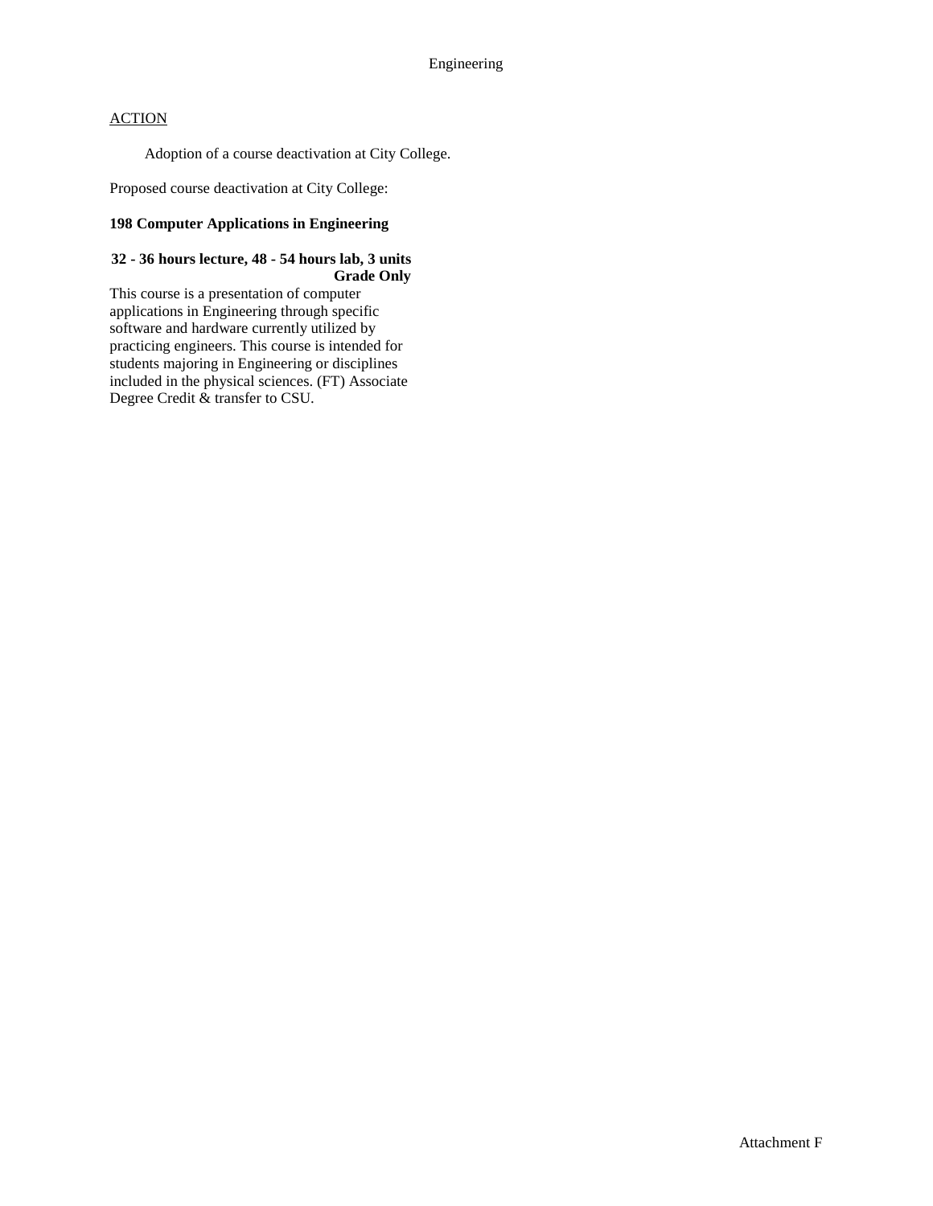Engineering

ACTION

Adoption of a course deactivation at City College.

Proposed course deactivation at City College:

**198 Computer Applications in Engineering**

**32 - 36 hours lecture, 48 - 54 hours lab, 3 units**
**Grade Only**

This course is a presentation of computer applications in Engineering through specific software and hardware currently utilized by practicing engineers. This course is intended for students majoring in Engineering or disciplines included in the physical sciences. (FT) Associate Degree Credit & transfer to CSU.

Attachment F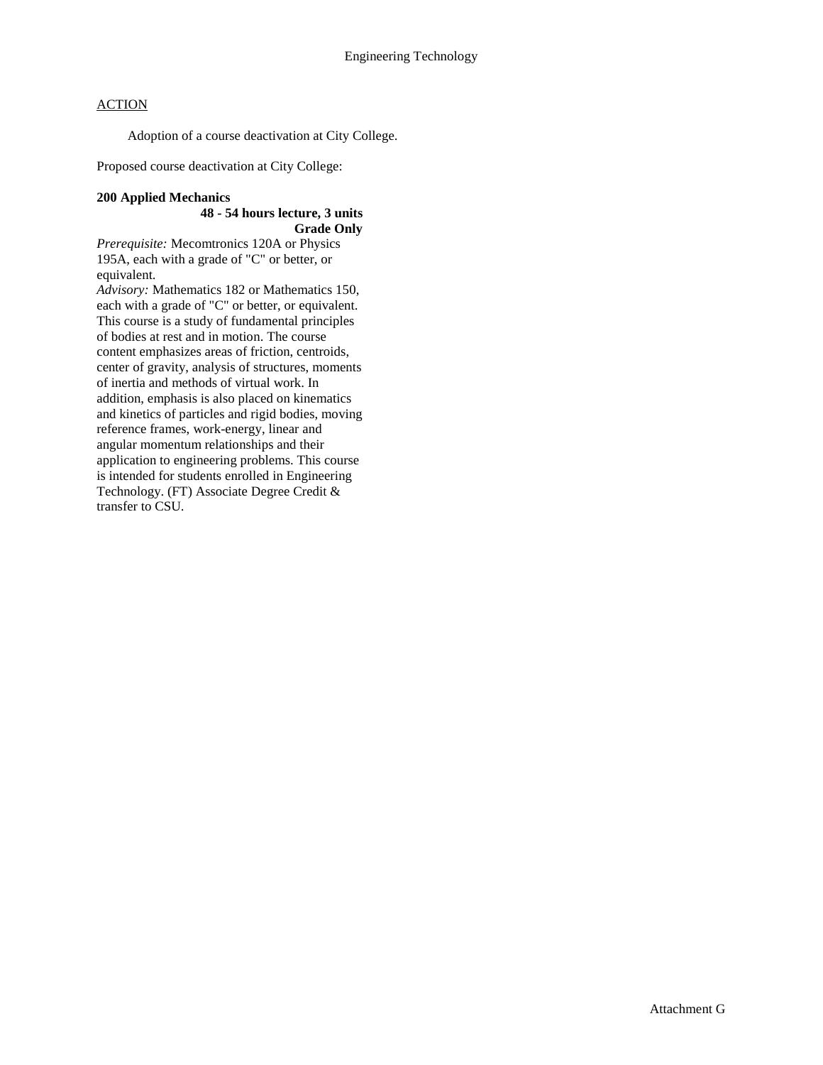## Engineering Technology

ACTION

Adoption of a course deactivation at City College.

Proposed course deactivation at City College:

**200 Applied Mechanics**

**48 - 54 hours lecture, 3 units**

**Grade Only**

*Prerequisite:* Mecomtronics 120A or Physics 195A, each with a grade of "C" or better, or equivalent.

*Advisory:* Mathematics 182 or Mathematics 150, each with a grade of "C" or better, or equivalent.

This course is a study of fundamental principles of bodies at rest and in motion. The course content emphasizes areas of friction, centroids, center of gravity, analysis of structures, moments of inertia and methods of virtual work. In addition, emphasis is also placed on kinematics and kinetics of particles and rigid bodies, moving reference frames, work-energy, linear and angular momentum relationships and their application to engineering problems. This course is intended for students enrolled in Engineering Technology. (FT) Associate Degree Credit & transfer to CSU.

Attachment G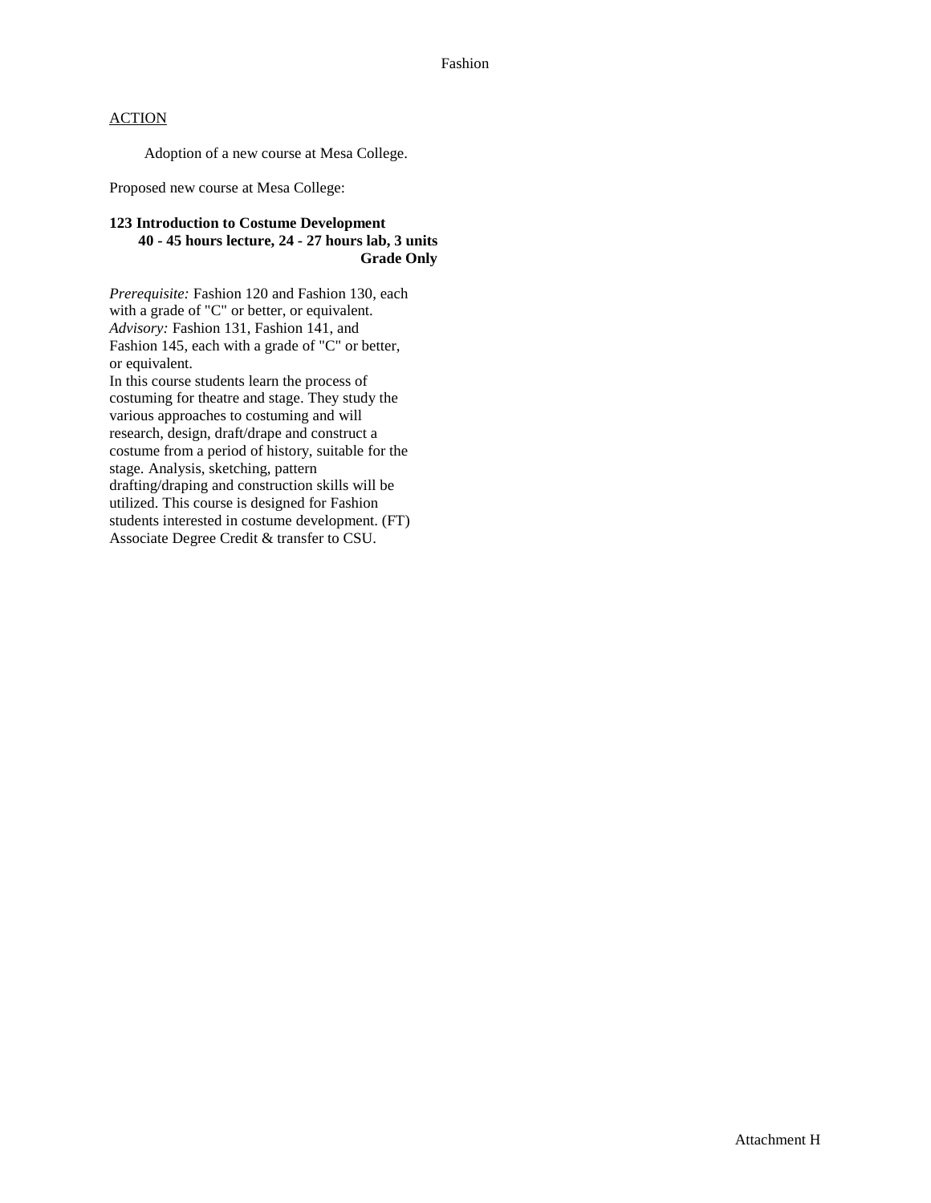## ACTION

Adoption of a new course at Mesa College.

Proposed new course at Mesa College:

**123 Introduction to Costume Development**
**40 - 45 hours lecture, 24 - 27 hours lab, 3 units**
**Grade Only**

*Prerequisite:* Fashion 120 and Fashion 130, each with a grade of "C" or better, or equivalent.
*Advisory:* Fashion 131, Fashion 141, and Fashion 145, each with a grade of "C" or better, or equivalent.
In this course students learn the process of costuming for theatre and stage. They study the various approaches to costuming and will research, design, draft/drape and construct a costume from a period of history, suitable for the stage. Analysis, sketching, pattern drafting/draping and construction skills will be utilized. This course is designed for Fashion students interested in costume development. (FT)
Associate Degree Credit & transfer to CSU.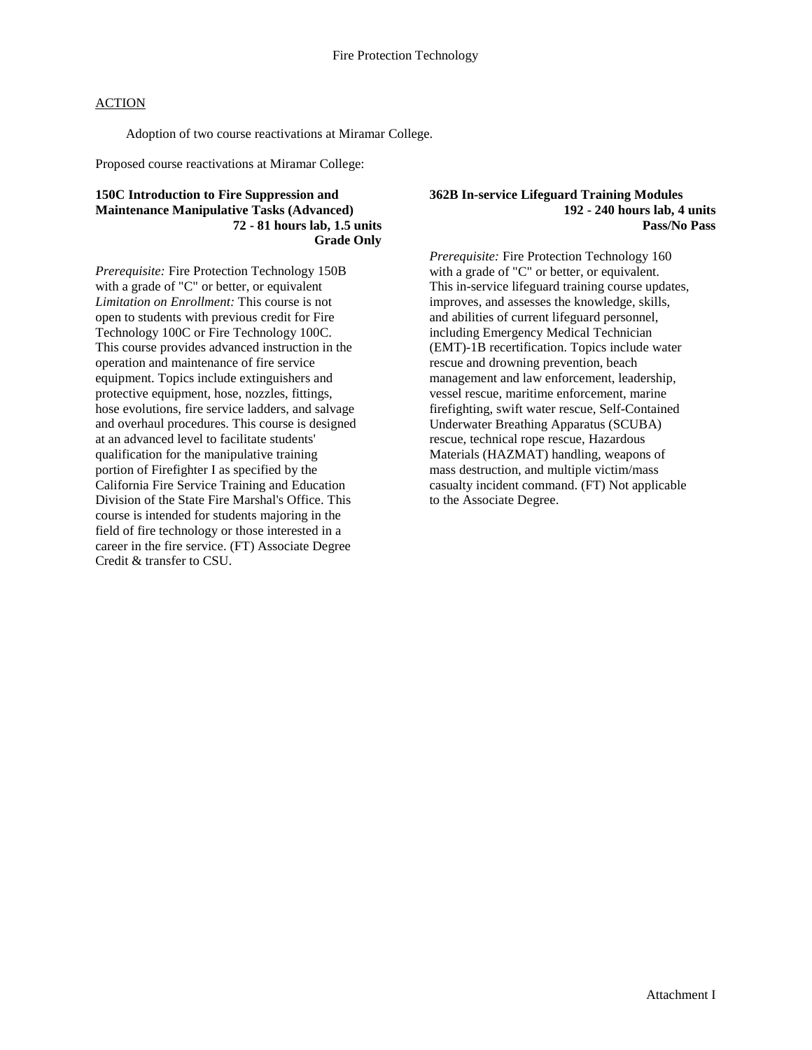# Fire Protection Technology

ACTION

Adoption of two course reactivations at Miramar College.

Proposed course reactivations at Miramar College:

**150C Introduction to Fire Suppression and Maintenance Manipulative Tasks (Advanced)**
**72 - 81 hours lab, 1.5 units**
**Grade Only**

*Prerequisite:* Fire Protection Technology 150B with a grade of "C" or better, or equivalent
*Limitation on Enrollment:* This course is not open to students with previous credit for Fire Technology 100C or Fire Technology 100C.
This course provides advanced instruction in the operation and maintenance of fire service equipment. Topics include extinguishers and protective equipment, hose, nozzles, fittings, hose evolutions, fire service ladders, and salvage and overhaul procedures. This course is designed at an advanced level to facilitate students' qualification for the manipulative training portion of Firefighter I as specified by the California Fire Service Training and Education Division of the State Fire Marshal's Office. This course is intended for students majoring in the field of fire technology or those interested in a career in the fire service. (FT) Associate Degree Credit & transfer to CSU.

**362B In-service Lifeguard Training Modules**
**192 - 240 hours lab, 4 units**
**Pass/No Pass**

*Prerequisite:* Fire Protection Technology 160 with a grade of "C" or better, or equivalent.
This in-service lifeguard training course updates, improves, and assesses the knowledge, skills, and abilities of current lifeguard personnel, including Emergency Medical Technician (EMT)-1B recertification. Topics include water rescue and drowning prevention, beach management and law enforcement, leadership, vessel rescue, maritime enforcement, marine firefighting, swift water rescue, Self-Contained Underwater Breathing Apparatus (SCUBA) rescue, technical rope rescue, Hazardous Materials (HAZMAT) handling, weapons of mass destruction, and multiple victim/mass casualty incident command. (FT) Not applicable to the Associate Degree.

Attachment I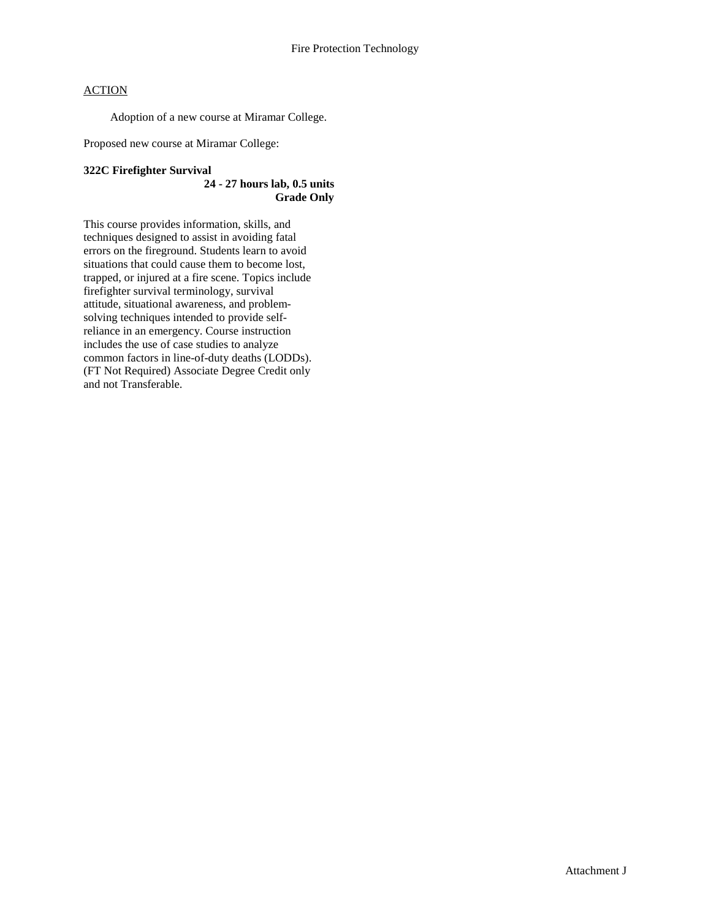Fire Protection Technology

ACTION

Adoption of a new course at Miramar College.

Proposed new course at Miramar College:

**322C Firefighter Survival**
**24 - 27 hours lab, 0.5 units**
**Grade Only**

This course provides information, skills, and techniques designed to assist in avoiding fatal errors on the fireground. Students learn to avoid situations that could cause them to become lost, trapped, or injured at a fire scene. Topics include firefighter survival terminology, survival attitude, situational awareness, and problem-solving techniques intended to provide self-reliance in an emergency. Course instruction includes the use of case studies to analyze common factors in line-of-duty deaths (LODDs). (FT Not Required) Associate Degree Credit only and not Transferable.

Attachment J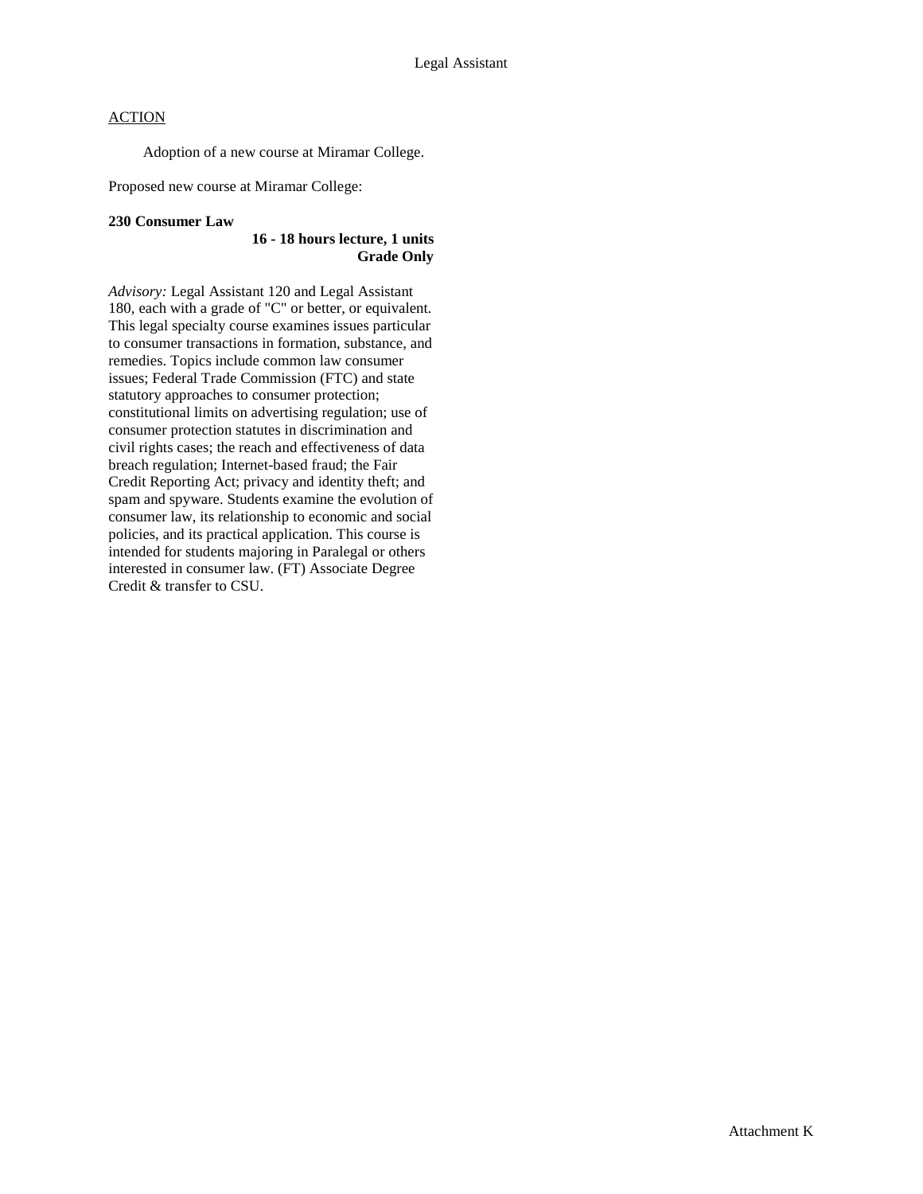Legal Assistant

ACTION

Adoption of a new course at Miramar College.

Proposed new course at Miramar College:

**230 Consumer Law**

**16 - 18 hours lecture, 1 units**
**Grade Only**

*Advisory:* Legal Assistant 120 and Legal Assistant 180, each with a grade of "C" or better, or equivalent. This legal specialty course examines issues particular to consumer transactions in formation, substance, and remedies. Topics include common law consumer issues; Federal Trade Commission (FTC) and state statutory approaches to consumer protection; constitutional limits on advertising regulation; use of consumer protection statutes in discrimination and civil rights cases; the reach and effectiveness of data breach regulation; Internet-based fraud; the Fair Credit Reporting Act; privacy and identity theft; and spam and spyware. Students examine the evolution of consumer law, its relationship to economic and social policies, and its practical application. This course is intended for students majoring in Paralegal or others interested in consumer law. (FT) Associate Degree Credit & transfer to CSU.

Attachment K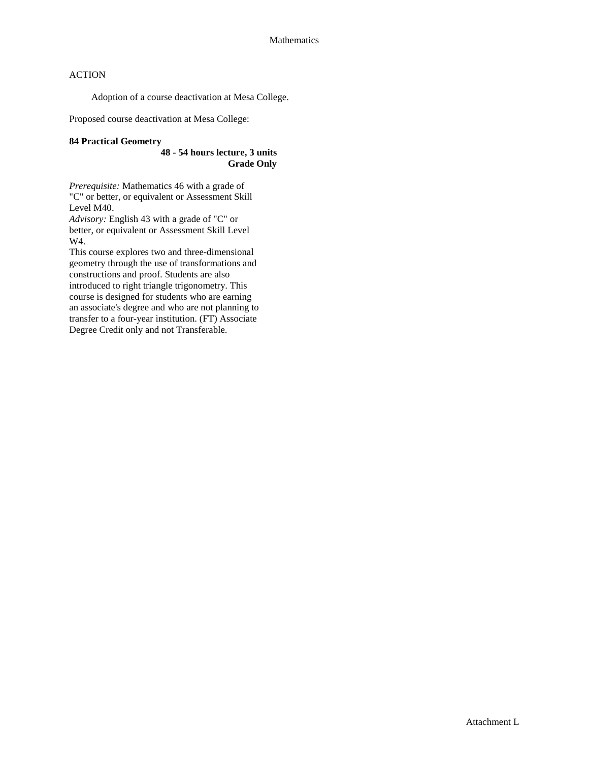Mathematics

ACTION

Adoption of a course deactivation at Mesa College.

Proposed course deactivation at Mesa College:

**84 Practical Geometry**

**48 - 54 hours lecture, 3 units**
**Grade Only**

*Prerequisite:* Mathematics 46 with a grade of "C" or better, or equivalent or Assessment Skill Level M40.
*Advisory:* English 43 with a grade of "C" or better, or equivalent or Assessment Skill Level W4.
This course explores two and three-dimensional geometry through the use of transformations and constructions and proof. Students are also introduced to right triangle trigonometry. This course is designed for students who are earning an associate's degree and who are not planning to transfer to a four-year institution. (FT) Associate Degree Credit only and not Transferable.

Attachment L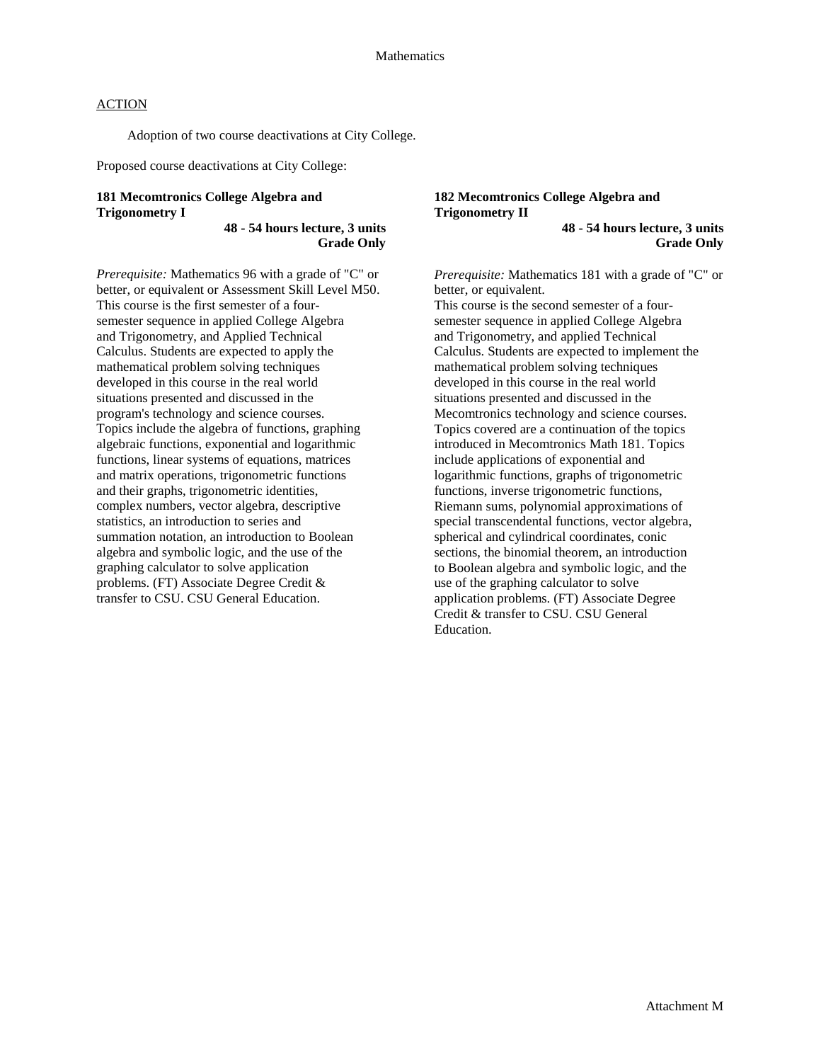Mathematics

ACTION

Adoption of two course deactivations at City College.

Proposed course deactivations at City College:

**181 Mecomtronics College Algebra and Trigonometry I**

**48 - 54 hours lecture, 3 units**
**Grade Only**

*Prerequisite:* Mathematics 96 with a grade of "C" or better, or equivalent or Assessment Skill Level M50. This course is the first semester of a four-semester sequence in applied College Algebra and Trigonometry, and Applied Technical Calculus. Students are expected to apply the mathematical problem solving techniques developed in this course in the real world situations presented and discussed in the program's technology and science courses. Topics include the algebra of functions, graphing algebraic functions, exponential and logarithmic functions, linear systems of equations, matrices and matrix operations, trigonometric functions and their graphs, trigonometric identities, complex numbers, vector algebra, descriptive statistics, an introduction to series and summation notation, an introduction to Boolean algebra and symbolic logic, and the use of the graphing calculator to solve application problems. (FT) Associate Degree Credit & transfer to CSU. CSU General Education.

**182 Mecomtronics College Algebra and Trigonometry II**

**48 - 54 hours lecture, 3 units**
**Grade Only**

*Prerequisite:* Mathematics 181 with a grade of "C" or better, or equivalent.
This course is the second semester of a four-semester sequence in applied College Algebra and Trigonometry, and applied Technical Calculus. Students are expected to implement the mathematical problem solving techniques developed in this course in the real world situations presented and discussed in the Mecomtronics technology and science courses. Topics covered are a continuation of the topics introduced in Mecomtronics Math 181. Topics include applications of exponential and logarithmic functions, graphs of trigonometric functions, inverse trigonometric functions, Riemann sums, polynomial approximations of special transcendental functions, vector algebra, spherical and cylindrical coordinates, conic sections, the binomial theorem, an introduction to Boolean algebra and symbolic logic, and the use of the graphing calculator to solve application problems. (FT) Associate Degree Credit & transfer to CSU. CSU General Education.

Attachment M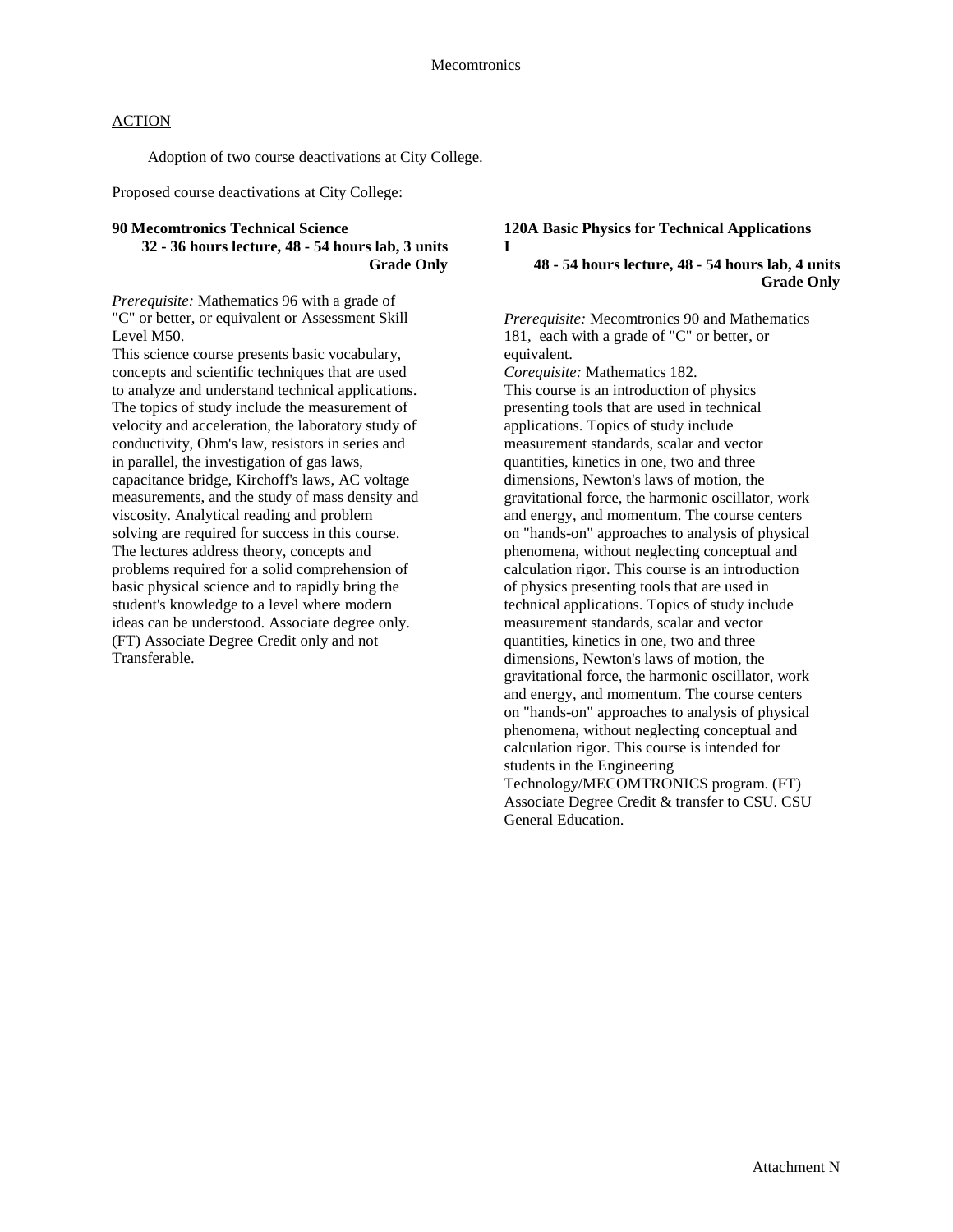Mecomtronics

<u>ACTION</u>

Adoption of two course deactivations at City College.

Proposed course deactivations at City College:

**90 Mecomtronics Technical Science**
**32 - 36 hours lecture, 48 - 54 hours lab, 3 units**
**Grade Only**

*Prerequisite:* Mathematics 96 with a grade of "C" or better, or equivalent or Assessment Skill Level M50.
This science course presents basic vocabulary, concepts and scientific techniques that are used to analyze and understand technical applications. The topics of study include the measurement of velocity and acceleration, the laboratory study of conductivity, Ohm's law, resistors in series and in parallel, the investigation of gas laws, capacitance bridge, Kirchoff's laws, AC voltage measurements, and the study of mass density and viscosity. Analytical reading and problem solving are required for success in this course. The lectures address theory, concepts and problems required for a solid comprehension of basic physical science and to rapidly bring the student's knowledge to a level where modern ideas can be understood. Associate degree only. (FT) Associate Degree Credit only and not Transferable.

**120A Basic Physics for Technical Applications I**
**48 - 54 hours lecture, 48 - 54 hours lab, 4 units**
**Grade Only**

*Prerequisite:* Mecomtronics 90 and Mathematics 181, each with a grade of "C" or better, or equivalent.
*Corequisite:* Mathematics 182.
This course is an introduction of physics presenting tools that are used in technical applications. Topics of study include measurement standards, scalar and vector quantities, kinetics in one, two and three dimensions, Newton's laws of motion, the gravitational force, the harmonic oscillator, work and energy, and momentum. The course centers on "hands-on" approaches to analysis of physical phenomena, without neglecting conceptual and calculation rigor. This course is an introduction of physics presenting tools that are used in technical applications. Topics of study include measurement standards, scalar and vector quantities, kinetics in one, two and three dimensions, Newton's laws of motion, the gravitational force, the harmonic oscillator, work and energy, and momentum. The course centers on "hands-on" approaches to analysis of physical phenomena, without neglecting conceptual and calculation rigor. This course is intended for students in the Engineering Technology/MECOMTRONICS program. (FT) Associate Degree Credit & transfer to CSU. CSU General Education.

Attachment N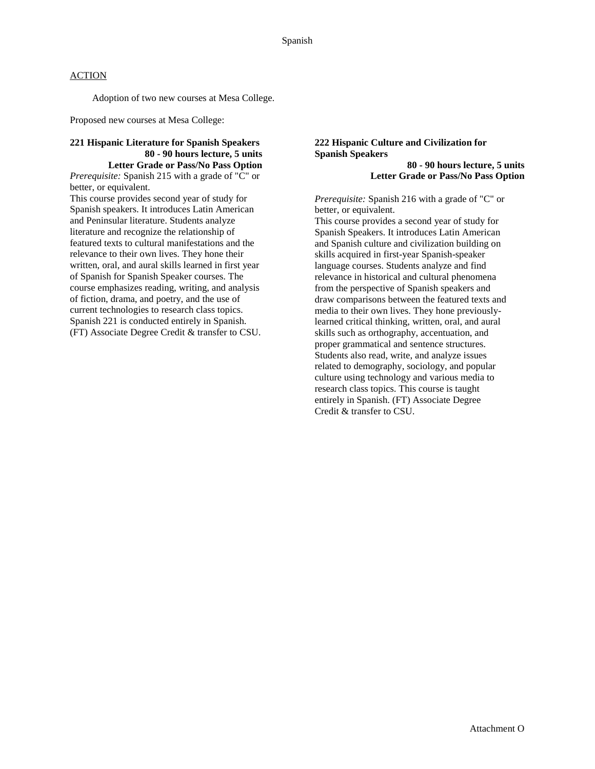# Spanish

ACTION

Adoption of two new courses at Mesa College.

Proposed new courses at Mesa College:

**221 Hispanic Literature for Spanish Speakers**
**80 - 90 hours lecture, 5 units**
**Letter Grade or Pass/No Pass Option**

*Prerequisite:* Spanish 215 with a grade of "C" or better, or equivalent.

This course provides second year of study for Spanish speakers. It introduces Latin American and Peninsular literature. Students analyze literature and recognize the relationship of featured texts to cultural manifestations and the relevance to their own lives. They hone their written, oral, and aural skills learned in first year of Spanish for Spanish Speaker courses. The course emphasizes reading, writing, and analysis of fiction, drama, and poetry, and the use of current technologies to research class topics. Spanish 221 is conducted entirely in Spanish. (FT) Associate Degree Credit & transfer to CSU.

**222 Hispanic Culture and Civilization for Spanish Speakers**
**80 - 90 hours lecture, 5 units**
**Letter Grade or Pass/No Pass Option**

*Prerequisite:* Spanish 216 with a grade of "C" or better, or equivalent.

This course provides a second year of study for Spanish Speakers. It introduces Latin American and Spanish culture and civilization building on skills acquired in first-year Spanish-speaker language courses. Students analyze and find relevance in historical and cultural phenomena from the perspective of Spanish speakers and draw comparisons between the featured texts and media to their own lives. They hone previously-learned critical thinking, written, oral, and aural skills such as orthography, accentuation, and proper grammatical and sentence structures. Students also read, write, and analyze issues related to demography, sociology, and popular culture using technology and various media to research class topics. This course is taught entirely in Spanish. (FT) Associate Degree Credit & transfer to CSU.

Attachment O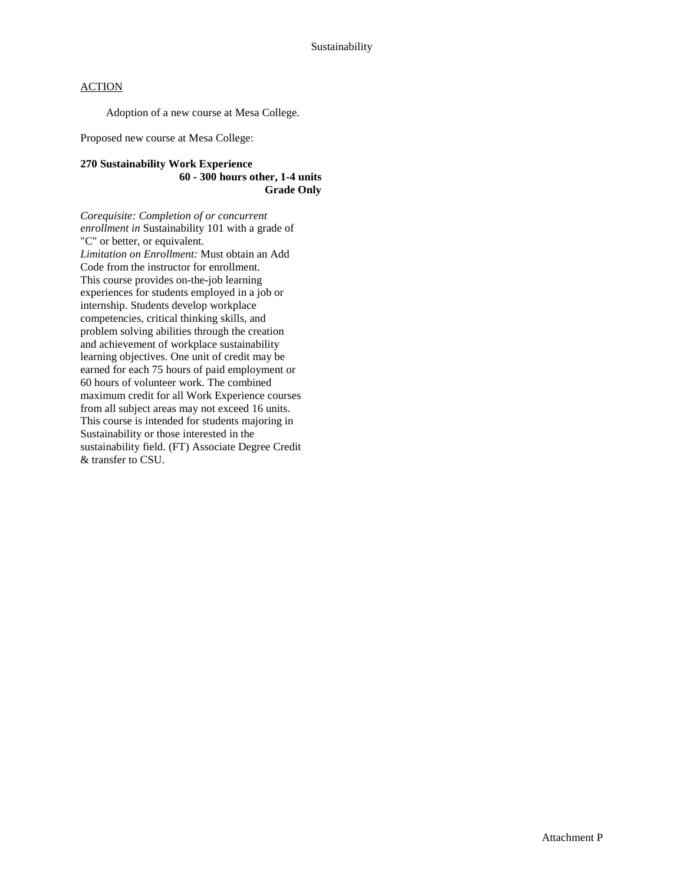Sustainability

ACTION

Adoption of a new course at Mesa College.

Proposed new course at Mesa College:

**270 Sustainability Work Experience**
**60 - 300 hours other, 1-4 units**
**Grade Only**

*Corequisite: Completion of or concurrent enrollment in* Sustainability 101 with a grade of "C" or better, or equivalent.
*Limitation on Enrollment:* Must obtain an Add Code from the instructor for enrollment.
This course provides on-the-job learning experiences for students employed in a job or internship. Students develop workplace competencies, critical thinking skills, and problem solving abilities through the creation and achievement of workplace sustainability learning objectives. One unit of credit may be earned for each 75 hours of paid employment or 60 hours of volunteer work. The combined maximum credit for all Work Experience courses from all subject areas may not exceed 16 units. This course is intended for students majoring in Sustainability or those interested in the sustainability field. (FT) Associate Degree Credit & transfer to CSU.

Attachment P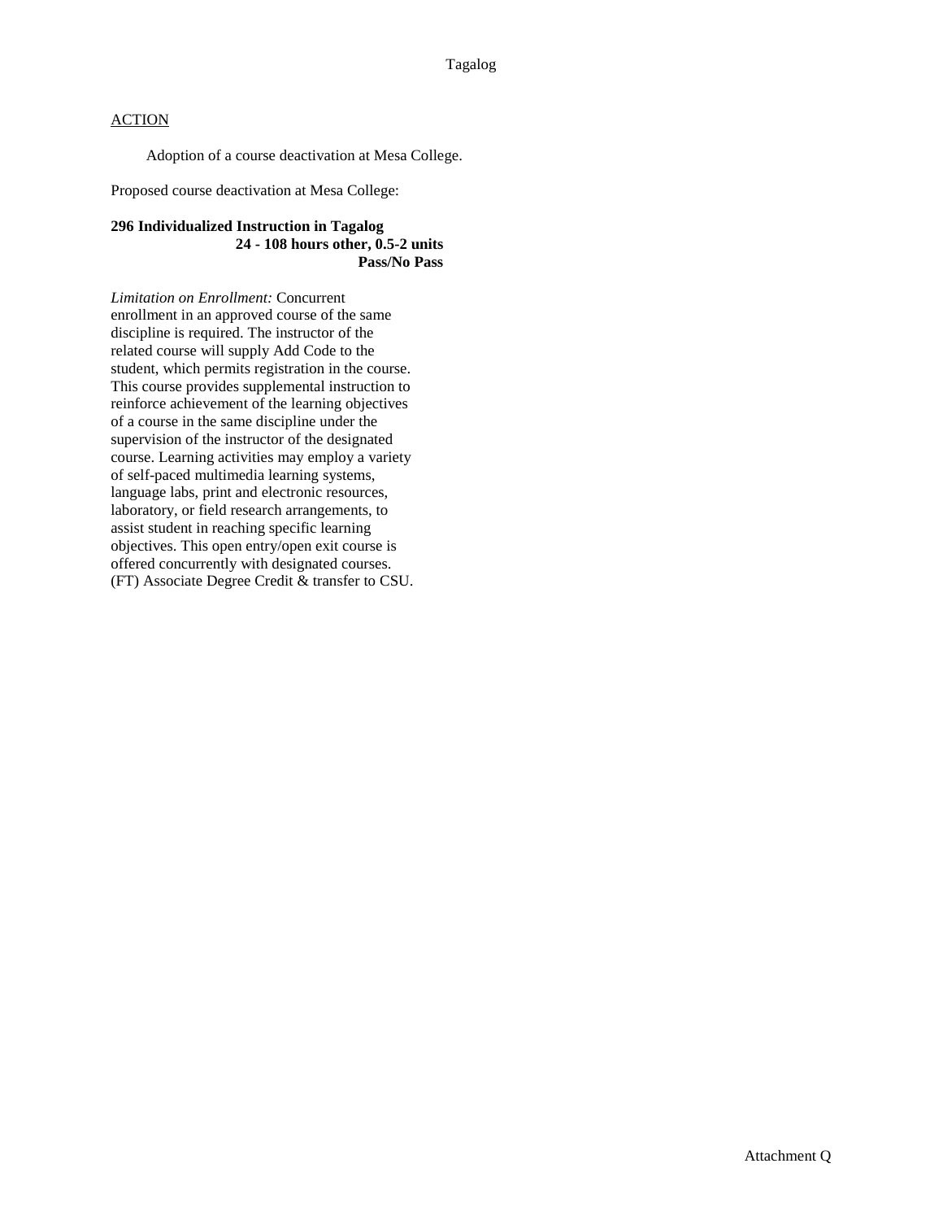Tagalog

ACTION

Adoption of a course deactivation at Mesa College.

Proposed course deactivation at Mesa College:

**296 Individualized Instruction in Tagalog**
**24 - 108 hours other, 0.5-2 units**
**Pass/No Pass**

*Limitation on Enrollment:* Concurrent enrollment in an approved course of the same discipline is required. The instructor of the related course will supply Add Code to the student, which permits registration in the course. This course provides supplemental instruction to reinforce achievement of the learning objectives of a course in the same discipline under the supervision of the instructor of the designated course. Learning activities may employ a variety of self-paced multimedia learning systems, language labs, print and electronic resources, laboratory, or field research arrangements, to assist student in reaching specific learning objectives. This open entry/open exit course is offered concurrently with designated courses. (FT) Associate Degree Credit & transfer to CSU.

Attachment Q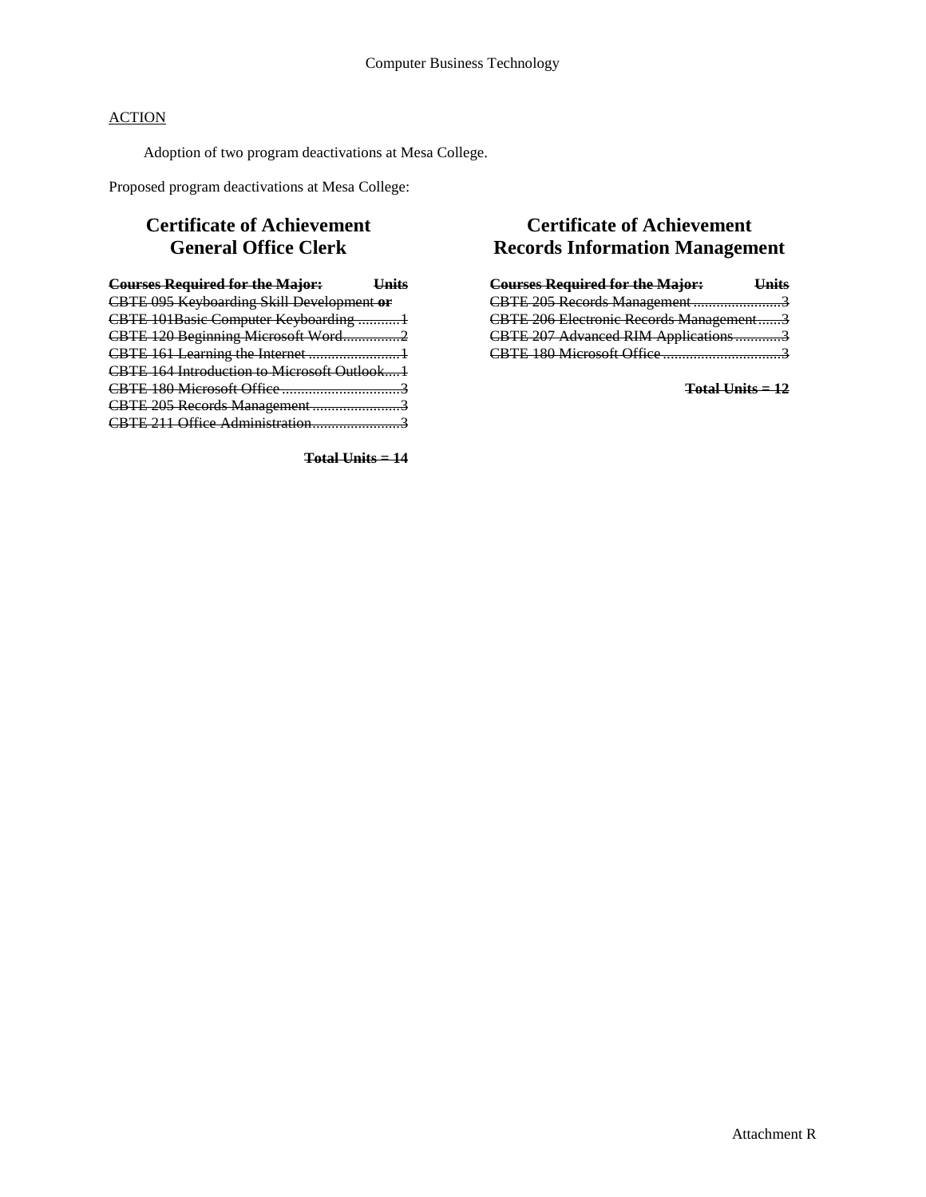Computer Business Technology

ACTION

Adoption of two program deactivations at Mesa College.

Proposed program deactivations at Mesa College:

## Certificate of Achievement General Office Clerk

| ~~**Courses Required for the Major:**~~ | ~~**Units**~~ |
|---|---|
| ~~CBTE 095 Keyboarding Skill Development **or**~~ | |
| ~~CBTE 101Basic Computer Keyboarding~~ | ~~1~~ |
| ~~CBTE 120 Beginning Microsoft Word~~ | ~~2~~ |
| ~~CBTE 161 Learning the Internet~~ | ~~1~~ |
| ~~CBTE 164 Introduction to Microsoft Outlook~~ | ~~1~~ |
| ~~CBTE 180 Microsoft Office~~ | ~~3~~ |
| ~~CBTE 205 Records Management~~ | ~~3~~ |
| ~~CBTE 211 Office Administration~~ | ~~3~~ |

~~**Total Units = 14**~~

## Certificate of Achievement Records Information Management

| ~~**Courses Required for the Major:**~~ | ~~**Units**~~ |
|---|---|
| ~~CBTE 205 Records Management~~ | ~~3~~ |
| ~~CBTE 206 Electronic Records Management~~ | ~~3~~ |
| ~~CBTE 207 Advanced RIM Applications~~ | ~~3~~ |
| ~~CBTE 180 Microsoft Office~~ | ~~3~~ |

~~**Total Units = 12**~~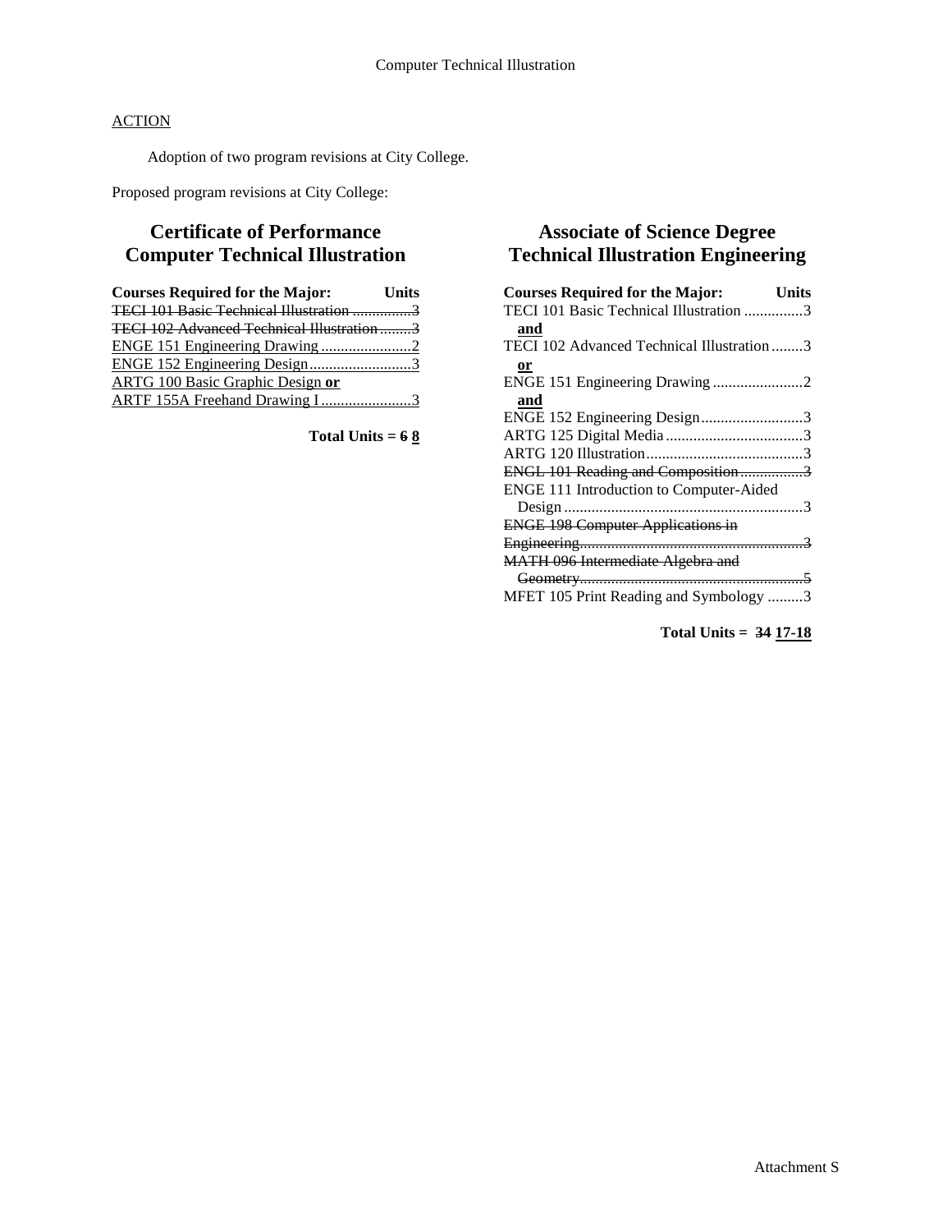ACTION

Adoption of two program revisions at City College.

Proposed program revisions at City College:

## Certificate of Performance Computer Technical Illustration

| Courses Required for the Major: | Units |
|---|---|
| ~~TECI 101 Basic Technical Illustration~~ | ~~3~~ |
| ~~TECI 102 Advanced Technical Illustration~~ | ~~3~~ |
| <u>ENGE 151 Engineering Drawing</u> | <u>2</u> |
| <u>ENGE 152 Engineering Design</u> | <u>3</u> |
| <u>ARTG 100 Basic Graphic Design **or**</u> | |
| <u>ARTF 155A Freehand Drawing I</u> | <u>3</u> |

**Total Units = ~~6~~ <u>8</u>**

## Associate of Science Degree Technical Illustration Engineering

| Courses Required for the Major: | Units |
|---|---|
| TECI 101 Basic Technical Illustration | 3 |
| **<u>and</u>** | |
| TECI 102 Advanced Technical Illustration | 3 |
| **<u>or</u>** | |
| ENGE 151 Engineering Drawing | 2 |
| **<u>and</u>** | |
| ENGE 152 Engineering Design | 3 |
| ARTG 125 Digital Media | 3 |
| ARTG 120 Illustration | 3 |
| ~~ENGL 101 Reading and Composition~~ | ~~3~~ |
| ENGE 111 Introduction to Computer-Aided Design | 3 |
| ~~ENGE 198 Computer Applications in Engineering~~ | ~~3~~ |
| ~~MATH 096 Intermediate Algebra and Geometry~~ | ~~5~~ |
| MFET 105 Print Reading and Symbology | 3 |

**Total Units = ~~34~~ <u>17-18</u>**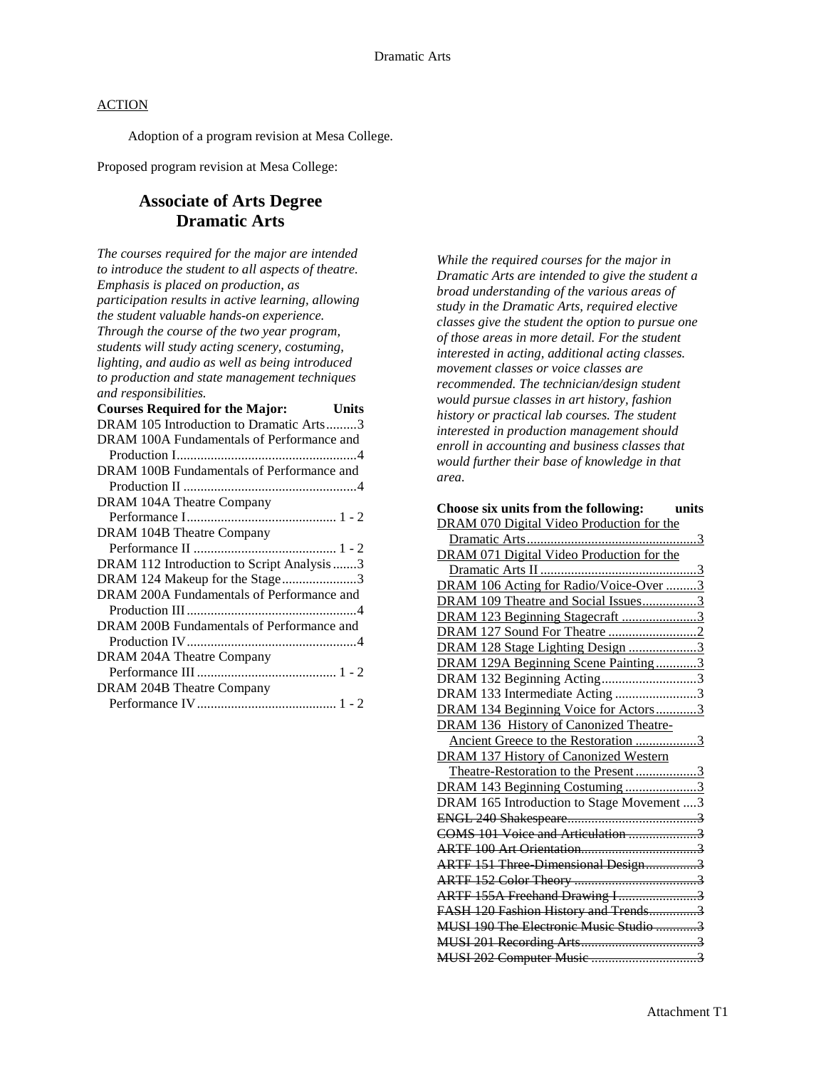## ACTION

Adoption of a program revision at Mesa College.

Proposed program revision at Mesa College:

# Associate of Arts Degree Dramatic Arts

*The courses required for the major are intended to introduce the student to all aspects of theatre. Emphasis is placed on production, as participation results in active learning, allowing the student valuable hands-on experience. Through the course of the two year program, students will study acting scenery, costuming, lighting, and audio as well as being introduced to production and state management techniques and responsibilities.*

| Courses Required for the Major: | Units |
|---|---|
| DRAM 105 Introduction to Dramatic Arts | 3 |
| DRAM 100A Fundamentals of Performance and Production I | 4 |
| DRAM 100B Fundamentals of Performance and Production II | 4 |
| DRAM 104A Theatre Company Performance I | 1 - 2 |
| DRAM 104B Theatre Company Performance II | 1 - 2 |
| DRAM 112 Introduction to Script Analysis | 3 |
| DRAM 124 Makeup for the Stage | 3 |
| DRAM 200A Fundamentals of Performance and Production III | 4 |
| DRAM 200B Fundamentals of Performance and Production IV | 4 |
| DRAM 204A Theatre Company Performance III | 1 - 2 |
| DRAM 204B Theatre Company Performance IV | 1 - 2 |

*While the required courses for the major in Dramatic Arts are intended to give the student a broad understanding of the various areas of study in the Dramatic Arts, required elective classes give the student the option to pursue one of those areas in more detail. For the student interested in acting, additional acting classes. movement classes or voice classes are recommended. The technician/design student would pursue classes in art history, fashion history or practical lab courses. The student interested in production management should enroll in accounting and business classes that would further their base of knowledge in that area.*

| Choose six units from the following: | units |
|---|---|
| <u>DRAM 070 Digital Video Production for the Dramatic Arts</u> | <u>3</u> |
| <u>DRAM 071 Digital Video Production for the Dramatic Arts II</u> | <u>3</u> |
| <u>DRAM 106 Acting for Radio/Voice-Over</u> | <u>3</u> |
| <u>DRAM 109 Theatre and Social Issues</u> | <u>3</u> |
| <u>DRAM 123 Beginning Stagecraft</u> | <u>3</u> |
| <u>DRAM 127 Sound For Theatre</u> | <u>2</u> |
| <u>DRAM 128 Stage Lighting Design</u> | <u>3</u> |
| <u>DRAM 129A Beginning Scene Painting</u> | <u>3</u> |
| DRAM 132 Beginning Acting | 3 |
| DRAM 133 Intermediate Acting | 3 |
| <u>DRAM 134 Beginning Voice for Actors</u> | <u>3</u> |
| <u>DRAM 136 History of Canonized Theatre-Ancient Greece to the Restoration</u> | <u>3</u> |
| <u>DRAM 137 History of Canonized Western Theatre-Restoration to the Present</u> | <u>3</u> |
| <u>DRAM 143 Beginning Costuming</u> | <u>3</u> |
| DRAM 165 Introduction to Stage Movement | 3 |
| ~~ENGL 240 Shakespeare~~ | ~~3~~ |
| ~~COMS 101 Voice and Articulation~~ | ~~3~~ |
| ~~ARTF 100 Art Orientation~~ | ~~3~~ |
| ~~ARTF 151 Three-Dimensional Design~~ | ~~3~~ |
| ~~ARTF 152 Color Theory~~ | ~~3~~ |
| ~~ARTF 155A Freehand Drawing I~~ | ~~3~~ |
| ~~FASH 120 Fashion History and Trends~~ | ~~3~~ |
| ~~MUSI 190 The Electronic Music Studio~~ | ~~3~~ |
| ~~MUSI 201 Recording Arts~~ | ~~3~~ |
| ~~MUSI 202 Computer Music~~ | ~~3~~ |

Attachment T1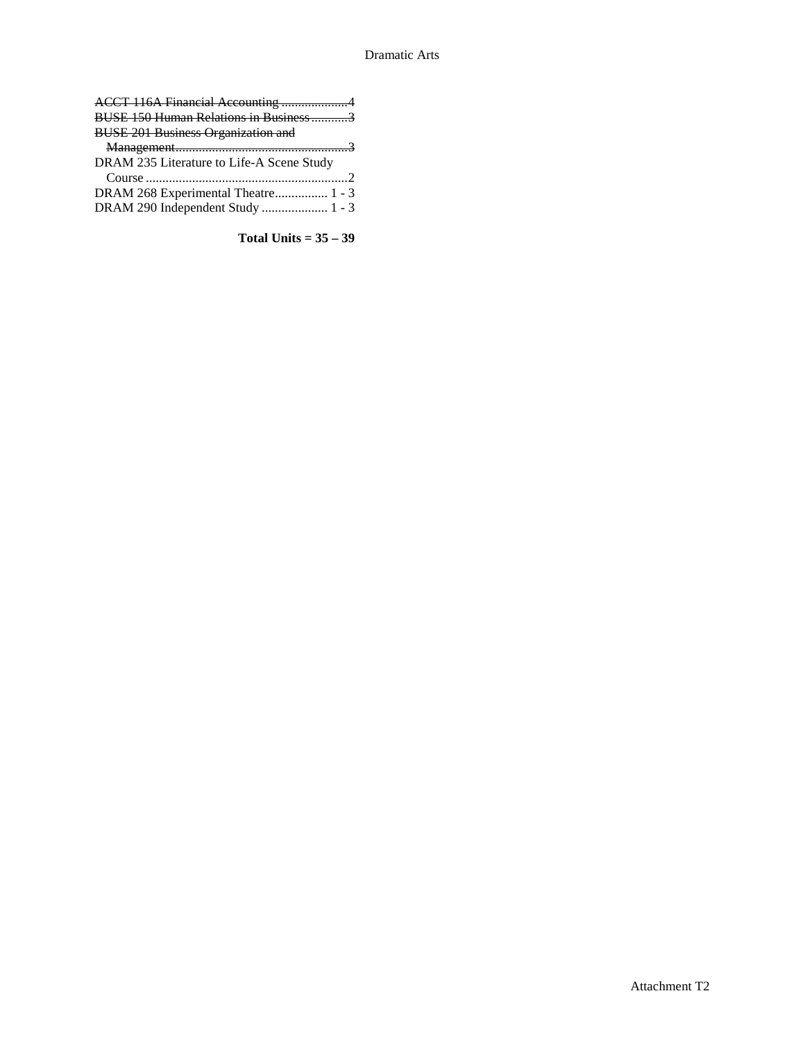~~ACCT 116A Financial Accounting....................4~~
~~BUSE 150 Human Relations in Business...........3~~
~~BUSE 201 Business Organization and Management....................................................3~~
DRAM 235 Literature to Life-A Scene Study Course.............................................................2
DRAM 268 Experimental Theatre................ 1 - 3
DRAM 290 Independent Study .................... 1 - 3

**Total Units = 35 – 39**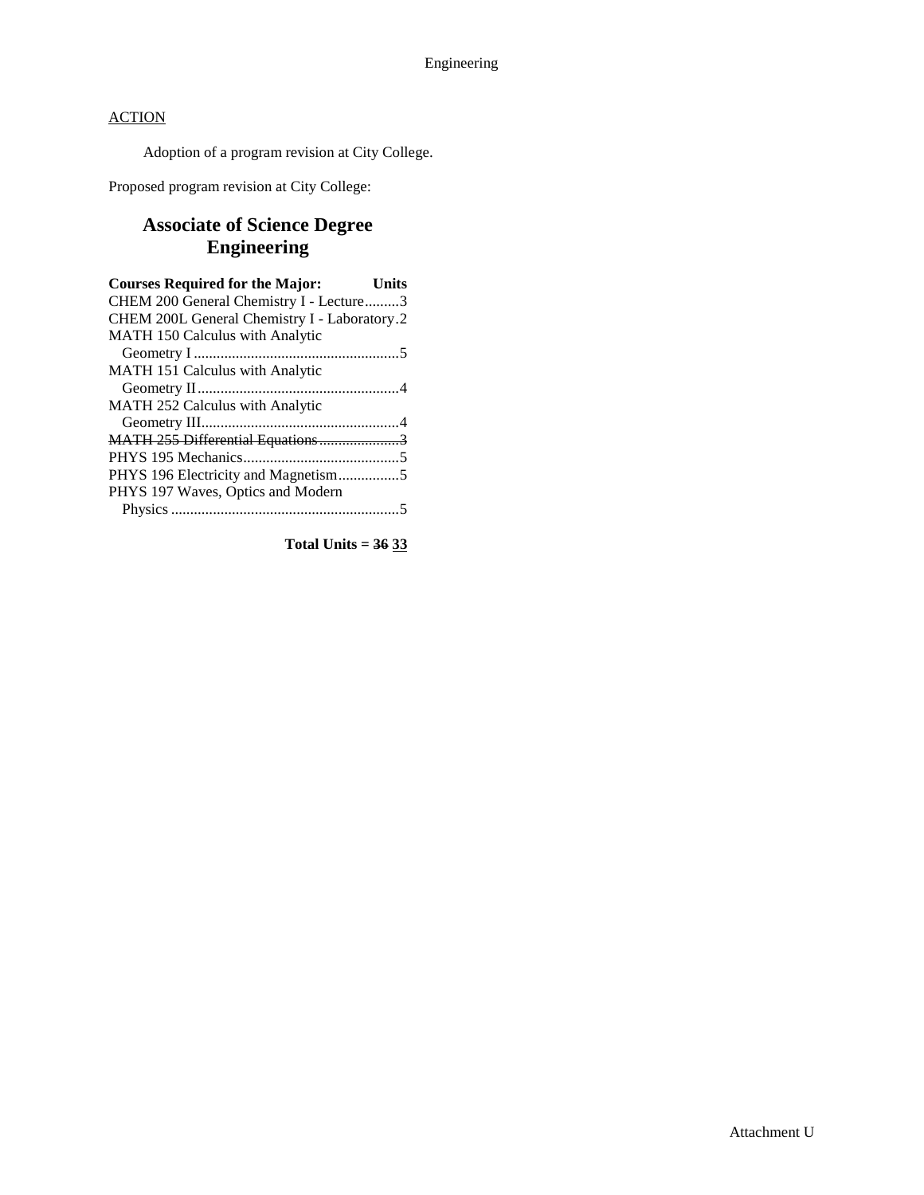Engineering

ACTION

Adoption of a program revision at City College.

Proposed program revision at City College:

## Associate of Science Degree Engineering

| Courses Required for the Major: | Units |
| --- | --- |
| CHEM 200 General Chemistry I - Lecture | 3 |
| CHEM 200L General Chemistry I - Laboratory | 2 |
| MATH 150 Calculus with Analytic Geometry I | 5 |
| MATH 151 Calculus with Analytic Geometry II | 4 |
| MATH 252 Calculus with Analytic Geometry III | 4 |
| ~~MATH 255 Differential Equations~~ | ~~3~~ |
| PHYS 195 Mechanics | 5 |
| PHYS 196 Electricity and Magnetism | 5 |
| PHYS 197 Waves, Optics and Modern Physics | 5 |

**Total Units = ~~36~~ <u>33</u>**

Attachment U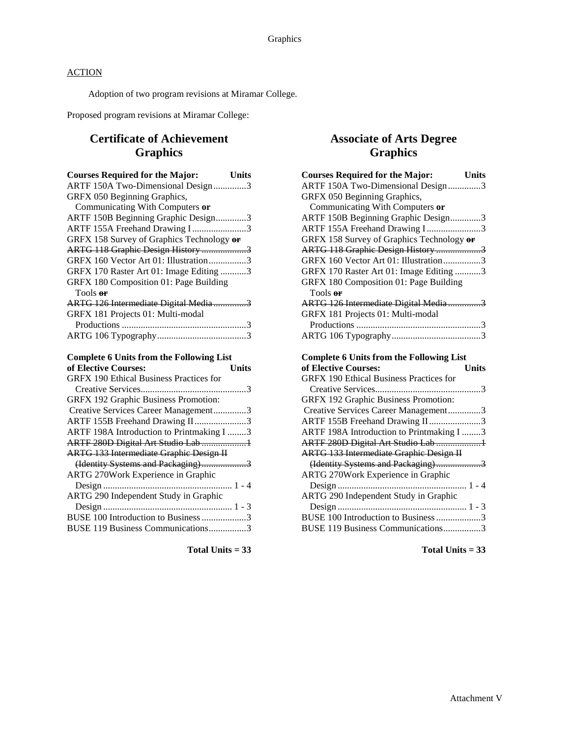ACTION

Adoption of two program revisions at Miramar College.

Proposed program revisions at Miramar College:

## Certificate of Achievement
## Graphics

| Courses Required for the Major: | Units |
|---|---|
| ARTF 150A Two-Dimensional Design | 3 |
| GRFX 050 Beginning Graphics, Communicating With Computers **or** | |
| ARTF 150B Beginning Graphic Design | 3 |
| ARTF 155A Freehand Drawing I | 3 |
| GRFX 158 Survey of Graphics Technology ~~**or**~~ | |
| ~~ARTG 118 Graphic Design History~~ | ~~3~~ |
| GRFX 160 Vector Art 01: Illustration | 3 |
| GRFX 170 Raster Art 01: Image Editing | 3 |
| GRFX 180 Composition 01: Page Building Tools ~~**or**~~ | |
| ~~ARTG 126 Intermediate Digital Media~~ | ~~3~~ |
| GRFX 181 Projects 01: Multi-modal Productions | 3 |
| ARTG 106 Typography | 3 |

| Complete 6 Units from the Following List of Elective Courses: | Units |
|---|---|
| GRFX 190 Ethical Business Practices for Creative Services | 3 |
| GRFX 192 Graphic Business Promotion: Creative Services Career Management | 3 |
| ARTF 155B Freehand Drawing II | 3 |
| ARTF 198A Introduction to Printmaking I | 3 |
| ~~ARTF 280D Digital Art Studio Lab~~ | ~~1~~ |
| ~~ARTG 133 Intermediate Graphic Design II (Identity Systems and Packaging)~~ | ~~3~~ |
| ARTG 270Work Experience in Graphic Design | 1 - 4 |
| ARTG 290 Independent Study in Graphic Design | 1 - 3 |
| BUSE 100 Introduction to Business | 3 |
| BUSE 119 Business Communications | 3 |

**Total Units = 33**

## Associate of Arts Degree
## Graphics

| Courses Required for the Major: | Units |
|---|---|
| ARTF 150A Two-Dimensional Design | 3 |
| GRFX 050 Beginning Graphics, Communicating With Computers **or** | |
| ARTF 150B Beginning Graphic Design | 3 |
| ARTF 155A Freehand Drawing I | 3 |
| GRFX 158 Survey of Graphics Technology ~~**or**~~ | |
| ~~ARTG 118 Graphic Design History~~ | ~~3~~ |
| GRFX 160 Vector Art 01: Illustration | 3 |
| GRFX 170 Raster Art 01: Image Editing | 3 |
| GRFX 180 Composition 01: Page Building Tools ~~**or**~~ | |
| ~~ARTG 126 Intermediate Digital Media~~ | ~~3~~ |
| GRFX 181 Projects 01: Multi-modal Productions | 3 |
| ARTG 106 Typography | 3 |

| Complete 6 Units from the Following List of Elective Courses: | Units |
|---|---|
| GRFX 190 Ethical Business Practices for Creative Services | 3 |
| GRFX 192 Graphic Business Promotion: Creative Services Career Management | 3 |
| ARTF 155B Freehand Drawing II | 3 |
| ARTF 198A Introduction to Printmaking I | 3 |
| ~~ARTF 280D Digital Art Studio Lab~~ | ~~1~~ |
| ~~ARTG 133 Intermediate Graphic Design II (Identity Systems and Packaging)~~ | ~~3~~ |
| ARTG 270Work Experience in Graphic Design | 1 - 4 |
| ARTG 290 Independent Study in Graphic Design | 1 - 3 |
| BUSE 100 Introduction to Business | 3 |
| BUSE 119 Business Communications | 3 |

**Total Units = 33**

Attachment V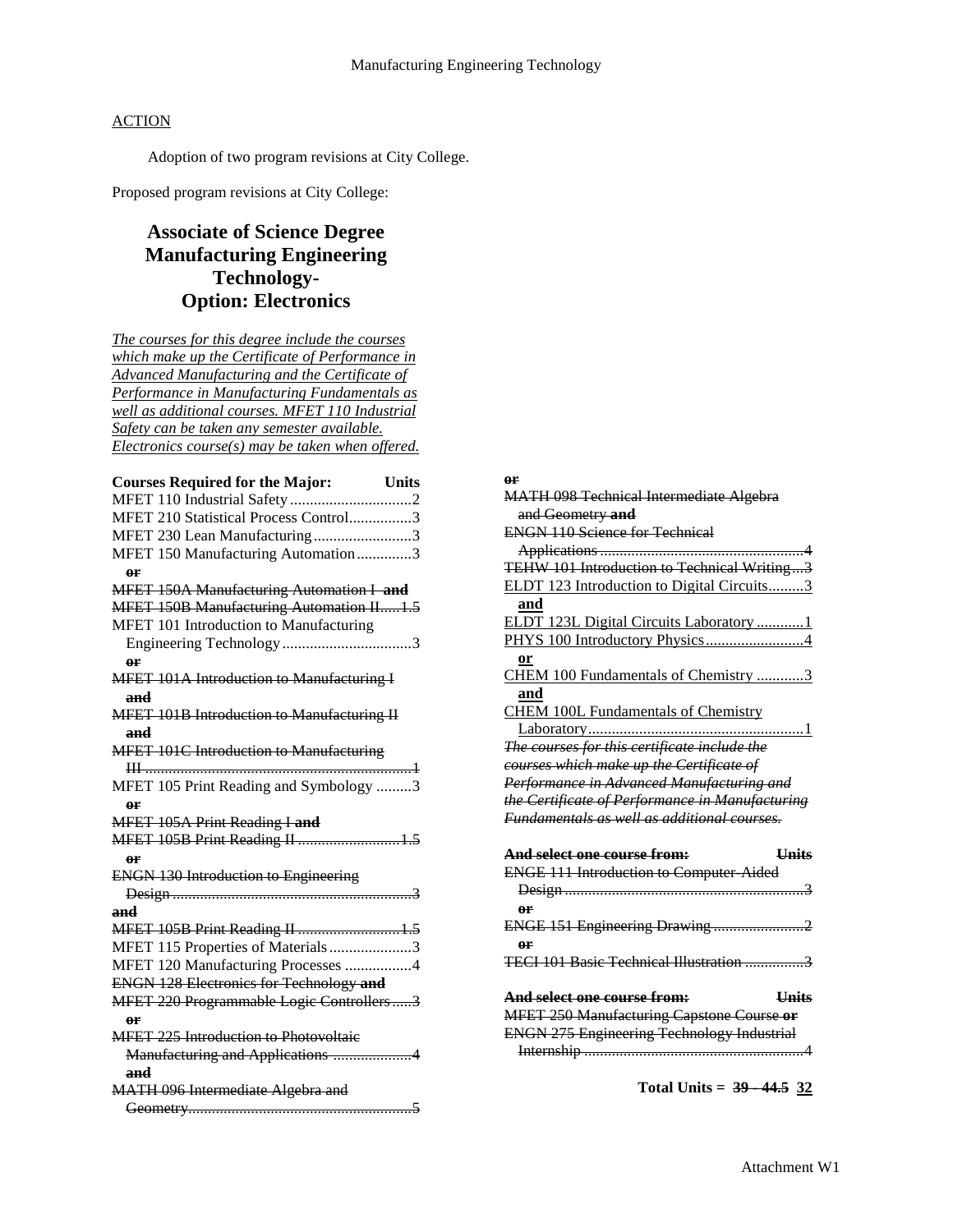Manufacturing Engineering Technology

ACTION

Adoption of two program revisions at City College.

Proposed program revisions at City College:

# Associate of Science Degree Manufacturing Engineering Technology- Option: Electronics

<u>*The courses for this degree include the courses which make up the Certificate of Performance in Advanced Manufacturing and the Certificate of Performance in Manufacturing Fundamentals as well as additional courses. MFET 110 Industrial Safety can be taken any semester available. Electronics course(s) may be taken when offered.*</u>

**Courses Required for the Major: Units**

MFET 110 Industrial Safety ....2
MFET 210 Statistical Process Control....3
MFET 230 Lean Manufacturing....3
MFET 150 Manufacturing Automation....3
~~**or**~~
~~MFET 150A Manufacturing Automation I **and**~~
~~MFET 150B Manufacturing Automation II....1.5~~
MFET 101 Introduction to Manufacturing Engineering Technology....3
~~**or**~~
~~MFET 101A Introduction to Manufacturing I **and**~~
~~MFET 101B Introduction to Manufacturing II **and**~~
~~MFET 101C Introduction to Manufacturing III....1~~
MFET 105 Print Reading and Symbology ....3
~~**or**~~
~~MFET 105A Print Reading I **and**~~
~~MFET 105B Print Reading II ....1.5~~
~~**or**~~
~~ENGN 130 Introduction to Engineering Design....3~~
~~**and**~~
~~MFET 105B Print Reading II ....1.5~~
MFET 115 Properties of Materials....3
MFET 120 Manufacturing Processes ....4
~~ENGN 128 Electronics for Technology **and**~~
~~MFET 220 Programmable Logic Controllers....3~~
~~**or**~~
~~MFET 225 Introduction to Photovoltaic Manufacturing and Applications ....4~~
~~**and**~~
~~MATH 096 Intermediate Algebra and Geometry....5~~
~~**or**~~
~~MATH 098 Technical Intermediate Algebra and Geometry **and**~~
~~ENGN 110 Science for Technical Applications....4~~
~~TEHW 101 Introduction to Technical Writing...3~~
<u>ELDT 123 Introduction to Digital Circuits....3</u>
<u>**and**</u>
<u>ELDT 123L Digital Circuits Laboratory ....1</u>
<u>PHYS 100 Introductory Physics....4</u>
<u>**or**</u>
<u>CHEM 100 Fundamentals of Chemistry ....3</u>
<u>**and**</u>
<u>CHEM 100L Fundamentals of Chemistry Laboratory....1</u>

~~*The courses for this certificate include the courses which make up the Certificate of Performance in Advanced Manufacturing and the Certificate of Performance in Manufacturing Fundamentals as well as additional courses.*~~

~~**And select one course from: Units**~~

~~ENGE 111 Introduction to Computer-Aided Design....3~~
~~**or**~~
~~ENGE 151 Engineering Drawing....2~~
~~**or**~~
~~TECI 101 Basic Technical Illustration ....3~~

~~**And select one course from: Units**~~

~~MFET 250 Manufacturing Capstone Course **or**~~
~~ENGN 275 Engineering Technology Industrial Internship....4~~

**Total Units = ~~39 - 44.5~~ <u>32</u>**

Attachment W1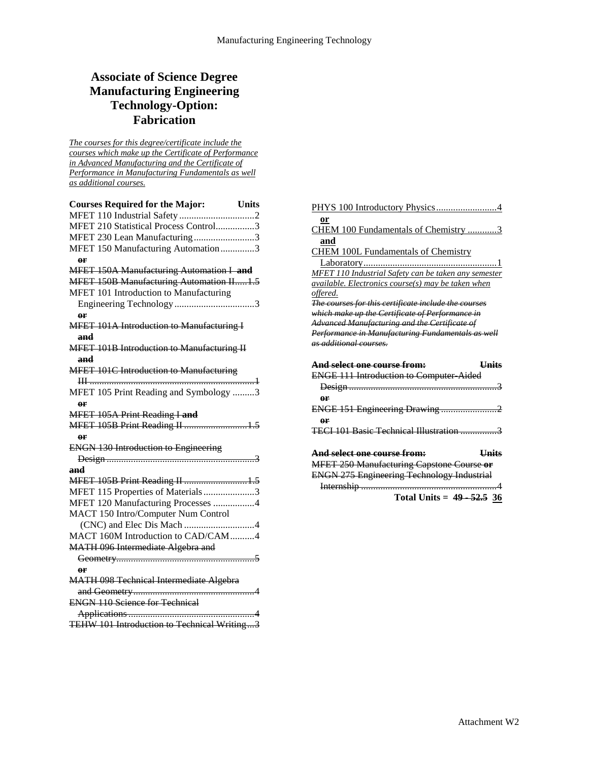# Associate of Science Degree Manufacturing Engineering Technology-Option: Fabrication

*The courses for this degree/certificate include the courses which make up the Certificate of Performance in Advanced Manufacturing and the Certificate of Performance in Manufacturing Fundamentals as well as additional courses.*

| Courses Required for the Major: | Units |
|---|---|
| MFET 110 Industrial Safety | 2 |
| MFET 210 Statistical Process Control | 3 |
| MFET 230 Lean Manufacturing | 3 |
| MFET 150 Manufacturing Automation | 3 |
| ~~**or**~~ | |
| ~~MFET 150A Manufacturing Automation I **and**~~ | |
| ~~MFET 150B Manufacturing Automation II~~ | ~~1.5~~ |
| MFET 101 Introduction to Manufacturing Engineering Technology | 3 |
| ~~**or**~~ | |
| ~~MFET 101A Introduction to Manufacturing I~~ | |
| ~~**and**~~ | |
| ~~MFET 101B Introduction to Manufacturing II~~ | |
| ~~**and**~~ | |
| ~~MFET 101C Introduction to Manufacturing III~~ | ~~1~~ |
| MFET 105 Print Reading and Symbology | 3 |
| ~~**or**~~ | |
| ~~MFET 105A Print Reading I **and**~~ | |
| ~~MFET 105B Print Reading II~~ | ~~1.5~~ |
| ~~**or**~~ | |
| ~~ENGN 130 Introduction to Engineering Design~~ | ~~3~~ |
| ~~**and**~~ | |
| ~~MFET 105B Print Reading II~~ | ~~1.5~~ |
| MFET 115 Properties of Materials | 3 |
| MFET 120 Manufacturing Processes | 4 |
| MACT 150 Intro/Computer Num Control (CNC) and Elec Dis Mach | 4 |
| MACT 160M Introduction to CAD/CAM | 4 |
| ~~MATH 096 Intermediate Algebra and Geometry~~ | ~~5~~ |
| ~~**or**~~ | |
| ~~MATH 098 Technical Intermediate Algebra and Geometry~~ | ~~4~~ |
| ~~ENGN 110 Science for Technical Applications~~ | ~~4~~ |
| ~~TEHW 101 Introduction to Technical Writing~~ | ~~3~~ |
| PHYS 100 Introductory Physics | 4 |
| **or** | |
| CHEM 100 Fundamentals of Chemistry | 3 |
| **and** | |
| CHEM 100L Fundamentals of Chemistry Laboratory | 1 |

*MFET 110 Industrial Safety can be taken any semester available. Electronics course(s) may be taken when offered.*

~~*The courses for this certificate include the courses which make up the Certificate of Performance in Advanced Manufacturing and the Certificate of Performance in Manufacturing Fundamentals as well as additional courses.*~~

| ~~**And select one course from:**~~ | ~~**Units**~~ |
|---|---|
| ~~ENGE 111 Introduction to Computer-Aided Design~~ | ~~3~~ |
| ~~**or**~~ | |
| ~~ENGE 151 Engineering Drawing~~ | ~~2~~ |
| ~~**or**~~ | |
| ~~TECI 101 Basic Technical Illustration~~ | ~~3~~ |

| ~~**And select one course from:**~~ | ~~**Units**~~ |
|---|---|
| ~~MFET 250 Manufacturing Capstone Course **or**~~ | |
| ~~ENGN 275 Engineering Technology Industrial Internship~~ | ~~4~~ |
| **Total Units =** | **~~49 - 52.5~~ 36** |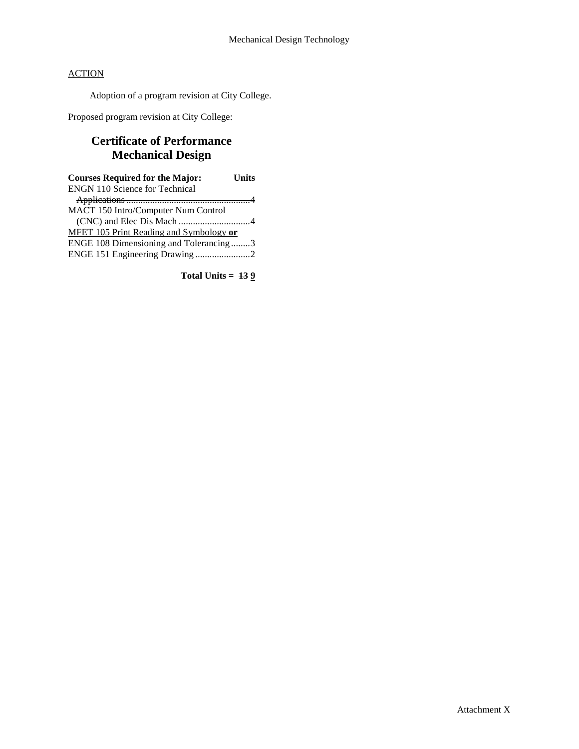Mechanical Design Technology

<u>ACTION</u>

Adoption of a program revision at City College.

Proposed program revision at City College:

## Certificate of Performance
## Mechanical Design

| Courses Required for the Major: | Units |
|---|---|
| ~~ENGN 110 Science for Technical Applications~~ | ~~4~~ |
| MACT 150 Intro/Computer Num Control (CNC) and Elec Dis Mach | 4 |
| <u>MFET 105 Print Reading and Symbology</u> **or** ENGE 108 Dimensioning and Tolerancing | 3 |
| ENGE 151 Engineering Drawing | 2 |

**Total Units = ~~13~~ <u>9</u>**

Attachment X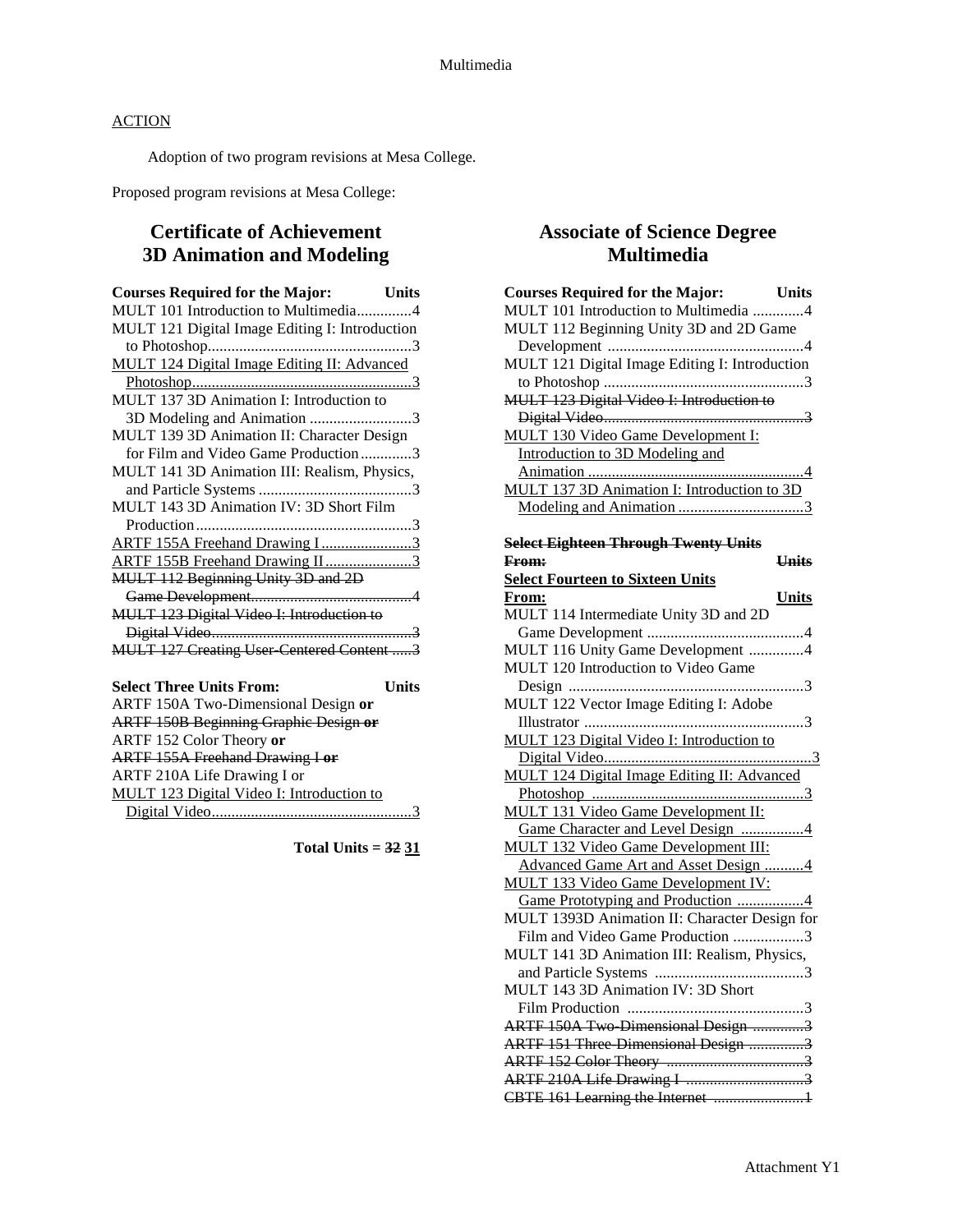Multimedia

ACTION

Adoption of two program revisions at Mesa College.

Proposed program revisions at Mesa College:

## Certificate of Achievement 3D Animation and Modeling

| Courses Required for the Major: | Units |
|---|---|
| MULT 101 Introduction to Multimedia | 4 |
| MULT 121 Digital Image Editing I: Introduction to Photoshop | 3 |
| <u>MULT 124 Digital Image Editing II: Advanced Photoshop</u> | <u>3</u> |
| MULT 137 3D Animation I: Introduction to 3D Modeling and Animation | 3 |
| MULT 139 3D Animation II: Character Design for Film and Video Game Production | 3 |
| MULT 141 3D Animation III: Realism, Physics, and Particle Systems | 3 |
| MULT 143 3D Animation IV: 3D Short Film Production | 3 |
| <u>ARTF 155A Freehand Drawing I</u> | <u>3</u> |
| <u>ARTF 155B Freehand Drawing II</u> | <u>3</u> |
| ~~MULT 112 Beginning Unity 3D and 2D Game Development~~ | ~~4~~ |
| ~~MULT 123 Digital Video I: Introduction to Digital Video~~ | ~~3~~ |
| ~~MULT 127 Creating User-Centered Content~~ | ~~3~~ |

| Select Three Units From: | Units |
|---|---|
| ARTF 150A Two-Dimensional Design **or** | |
| ~~ARTF 150B Beginning Graphic Design **or**~~ | |
| ARTF 152 Color Theory **or** | |
| ~~ARTF 155A Freehand Drawing I **or**~~ | |
| ARTF 210A Life Drawing I or | |
| <u>MULT 123 Digital Video I: Introduction to Digital Video</u> | <u>3</u> |

**Total Units = ~~32~~ <u>31</u>**

## Associate of Science Degree Multimedia

| Courses Required for the Major: | Units |
|---|---|
| MULT 101 Introduction to Multimedia | 4 |
| MULT 112 Beginning Unity 3D and 2D Game Development | 4 |
| MULT 121 Digital Image Editing I: Introduction to Photoshop | 3 |
| ~~MULT 123 Digital Video I: Introduction to Digital Video~~ | ~~3~~ |
| <u>MULT 130 Video Game Development I: Introduction to 3D Modeling and Animation</u> | <u>4</u> |
| <u>MULT 137 3D Animation I: Introduction to 3D Modeling and Animation</u> | <u>3</u> |

| ~~Select Eighteen Through Twenty Units From:~~ <u>Select Fourteen to Sixteen Units From:</u> | ~~Units~~ <u>Units</u> |
|---|---|
| MULT 114 Intermediate Unity 3D and 2D Game Development | 4 |
| MULT 116 Unity Game Development | 4 |
| MULT 120 Introduction to Video Game Design | 3 |
| MULT 122 Vector Image Editing I: Adobe Illustrator | 3 |
| <u>MULT 123 Digital Video I: Introduction to Digital Video</u> | <u>3</u> |
| <u>MULT 124 Digital Image Editing II: Advanced Photoshop</u> | <u>3</u> |
| <u>MULT 131 Video Game Development II: Game Character and Level Design</u> | <u>4</u> |
| <u>MULT 132 Video Game Development III: Advanced Game Art and Asset Design</u> | <u>4</u> |
| <u>MULT 133 Video Game Development IV: Game Prototyping and Production</u> | <u>4</u> |
| MULT 1393D Animation II: Character Design for Film and Video Game Production | 3 |
| MULT 141 3D Animation III: Realism, Physics, and Particle Systems | 3 |
| MULT 143 3D Animation IV: 3D Short Film Production | 3 |
| ~~ARTF 150A Two-Dimensional Design~~ | ~~3~~ |
| ~~ARTF 151 Three-Dimensional Design~~ | ~~3~~ |
| ~~ARTF 152 Color Theory~~ | ~~3~~ |
| ~~ARTF 210A Life Drawing I~~ | ~~3~~ |
| ~~CBTE 161 Learning the Internet~~ | ~~1~~ |

Attachment Y1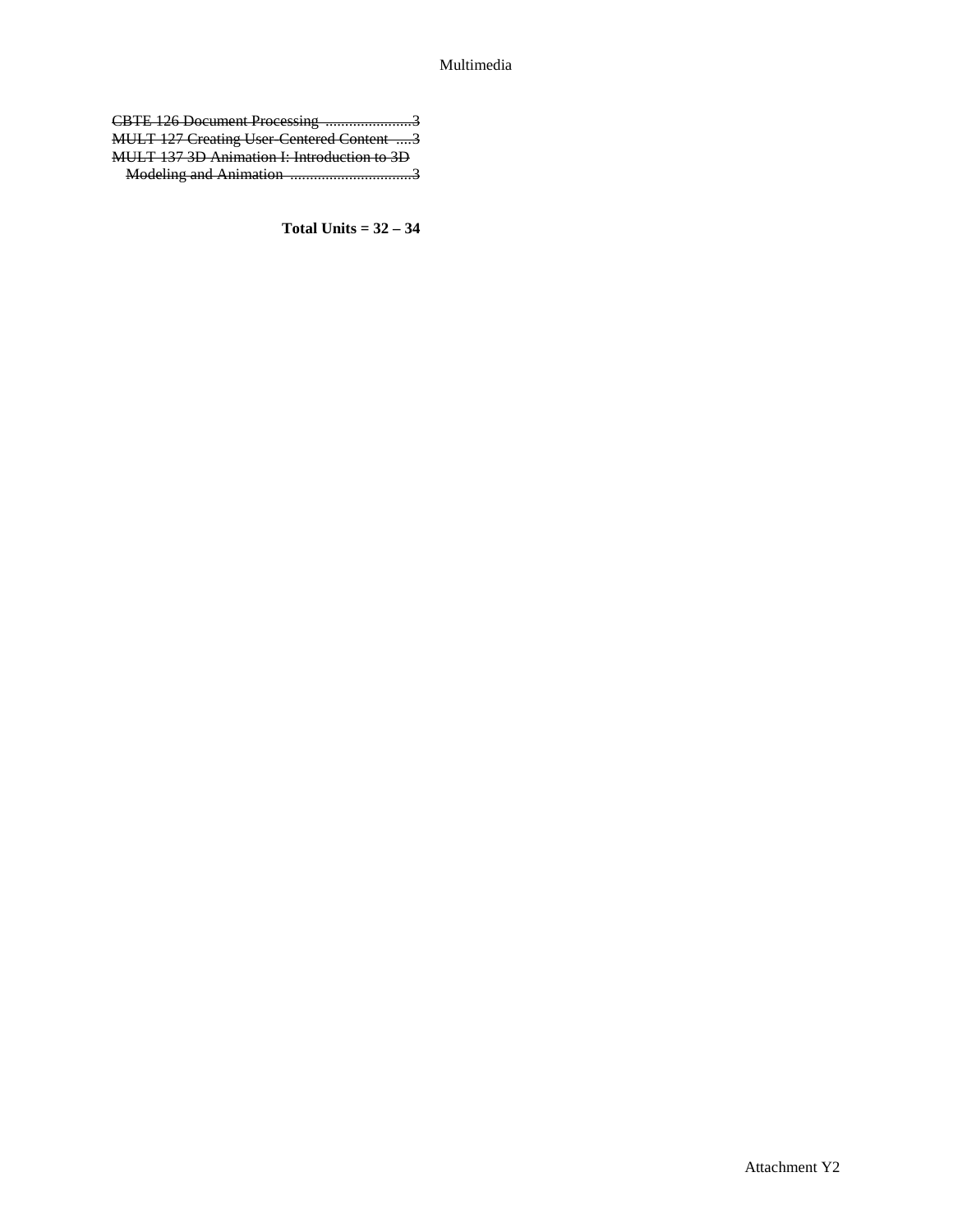~~CBTE 126 Document Processing ......................3~~
~~MULT 127 Creating User-Centered Content ....3~~
~~MULT 137 3D Animation I: Introduction to 3D Modeling and Animation ...............................3~~

**Total Units = 32 – 34**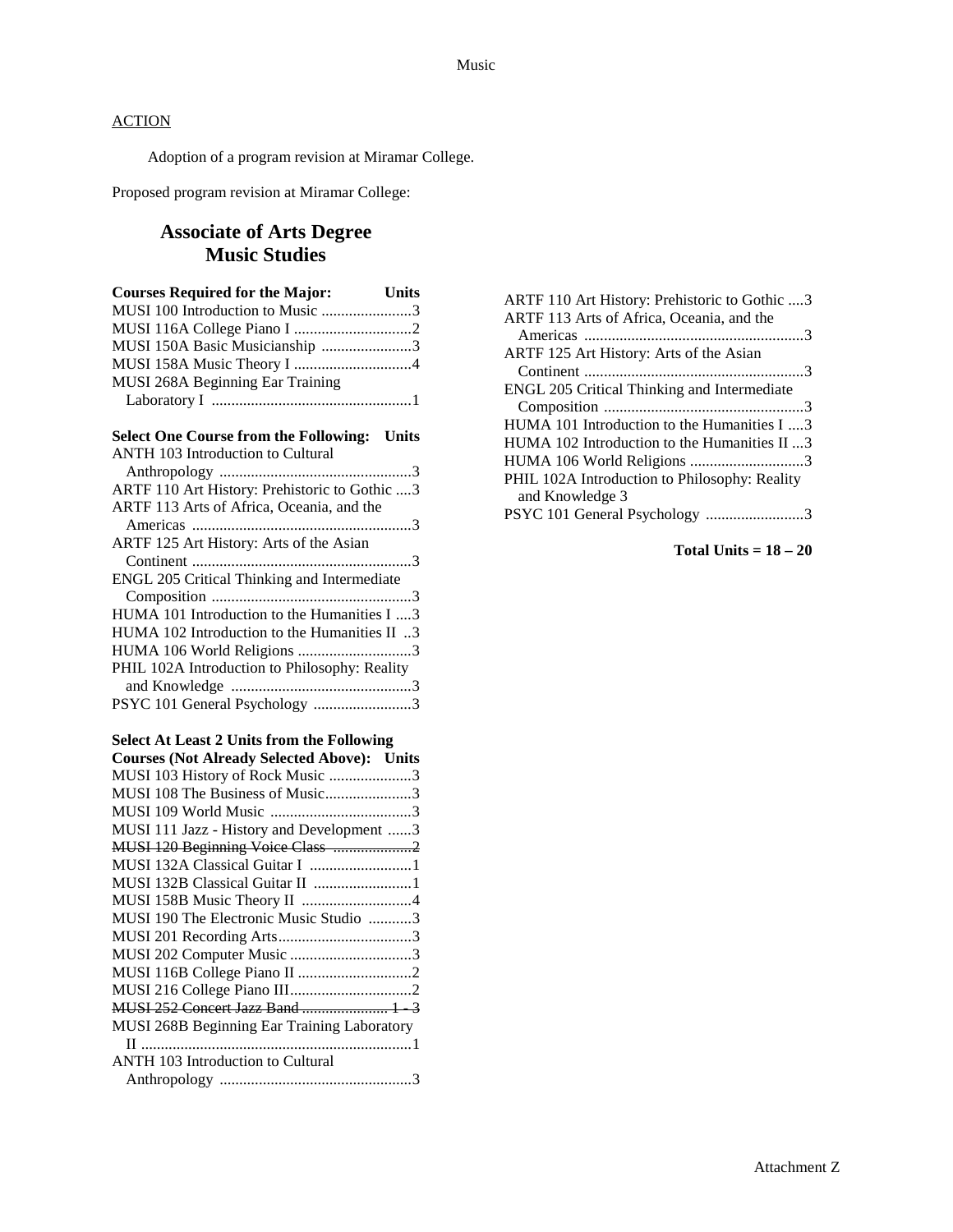## ACTION

Adoption of a program revision at Miramar College.

Proposed program revision at Miramar College:

# Associate of Arts Degree
# Music Studies

| Courses Required for the Major: | Units |
|---|---|
| MUSI 100 Introduction to Music | 3 |
| MUSI 116A College Piano I | 2 |
| MUSI 150A Basic Musicianship | 3 |
| MUSI 158A Music Theory I | 4 |
| MUSI 268A Beginning Ear Training Laboratory I | 1 |

| Select One Course from the Following: | Units |
|---|---|
| ANTH 103 Introduction to Cultural Anthropology | 3 |
| ARTF 110 Art History: Prehistoric to Gothic | 3 |
| ARTF 113 Arts of Africa, Oceania, and the Americas | 3 |
| ARTF 125 Art History: Arts of the Asian Continent | 3 |
| ENGL 205 Critical Thinking and Intermediate Composition | 3 |
| HUMA 101 Introduction to the Humanities I | 3 |
| HUMA 102 Introduction to the Humanities II | 3 |
| HUMA 106 World Religions | 3 |
| PHIL 102A Introduction to Philosophy: Reality and Knowledge | 3 |
| PSYC 101 General Psychology | 3 |

| Select At Least 2 Units from the Following Courses (Not Already Selected Above): | Units |
|---|---|
| MUSI 103 History of Rock Music | 3 |
| MUSI 108 The Business of Music | 3 |
| MUSI 109 World Music | 3 |
| MUSI 111 Jazz - History and Development | 3 |
| ~~MUSI 120 Beginning Voice Class~~ | ~~2~~ |
| MUSI 132A Classical Guitar I | 1 |
| MUSI 132B Classical Guitar II | 1 |
| MUSI 158B Music Theory II | 4 |
| MUSI 190 The Electronic Music Studio | 3 |
| MUSI 201 Recording Arts | 3 |
| MUSI 202 Computer Music | 3 |
| MUSI 116B College Piano II | 2 |
| MUSI 216 College Piano III | 2 |
| ~~MUSI 252 Concert Jazz Band~~ | ~~1 - 3~~ |
| MUSI 268B Beginning Ear Training Laboratory II | 1 |
| ANTH 103 Introduction to Cultural Anthropology | 3 |
| ARTF 110 Art History: Prehistoric to Gothic | 3 |
| ARTF 113 Arts of Africa, Oceania, and the Americas | 3 |
| ARTF 125 Art History: Arts of the Asian Continent | 3 |
| ENGL 205 Critical Thinking and Intermediate Composition | 3 |
| HUMA 101 Introduction to the Humanities I | 3 |
| HUMA 102 Introduction to the Humanities II | 3 |
| HUMA 106 World Religions | 3 |
| PHIL 102A Introduction to Philosophy: Reality and Knowledge | 3 |
| PSYC 101 General Psychology | 3 |

**Total Units = 18 – 20**

Attachment Z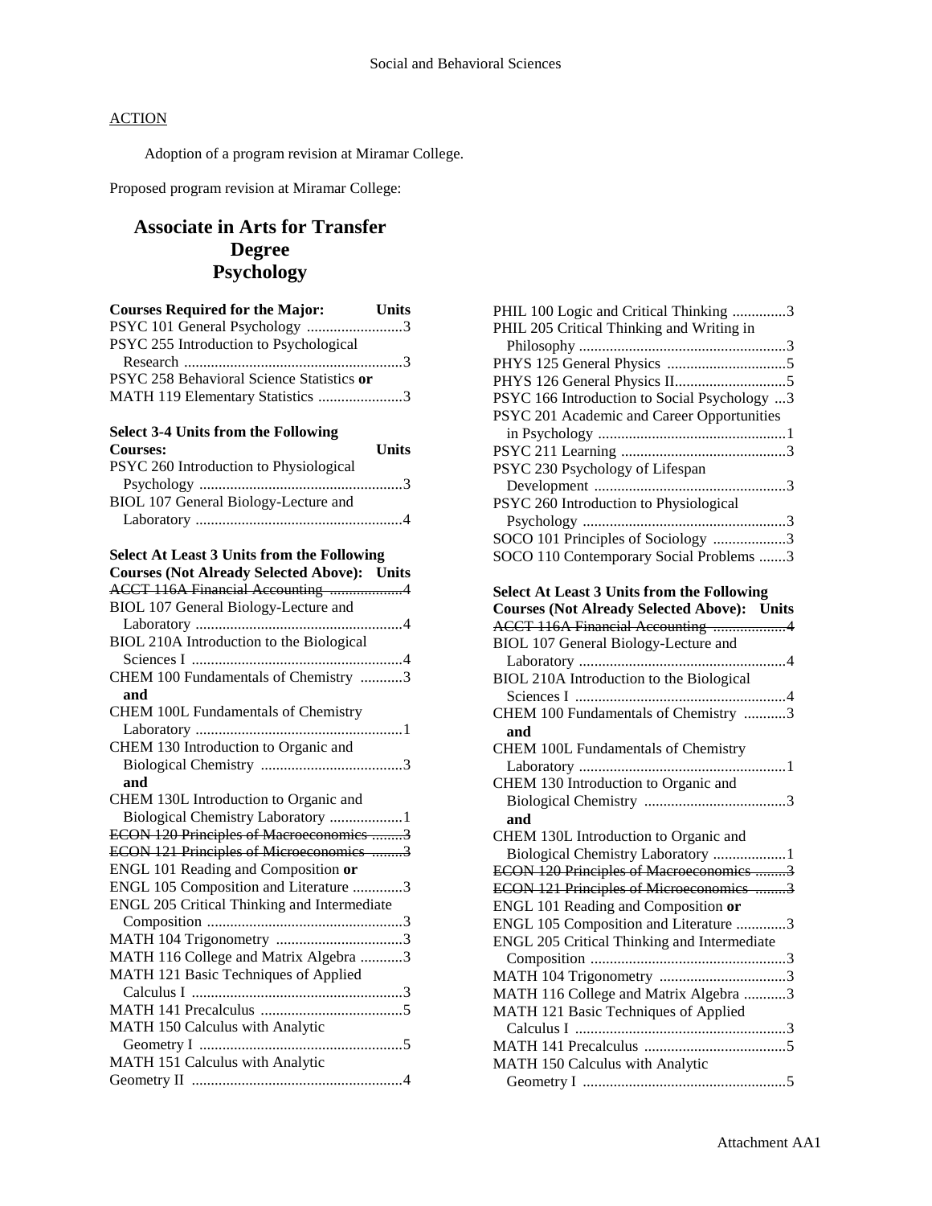ACTION

Adoption of a program revision at Miramar College.

Proposed program revision at Miramar College:

# Associate in Arts for Transfer Degree Psychology

**Courses Required for the Major: Units**

PSYC 101 General Psychology ..........................3
PSYC 255 Introduction to Psychological Research ..........................3
PSYC 258 Behavioral Science Statistics **or**
MATH 119 Elementary Statistics ......................3

**Select 3-4 Units from the Following Courses: Units**

PSYC 260 Introduction to Physiological Psychology ..........................3
BIOL 107 General Biology-Lecture and Laboratory ..........................4

**Select At Least 3 Units from the Following Courses (Not Already Selected Above): Units**

~~ACCT 116A Financial Accounting ...................4~~
BIOL 107 General Biology-Lecture and Laboratory ..........................4
BIOL 210A Introduction to the Biological Sciences I ..........................4
CHEM 100 Fundamentals of Chemistry ...........3
**and**
CHEM 100L Fundamentals of Chemistry Laboratory ..........................1
CHEM 130 Introduction to Organic and Biological Chemistry ..........................3
**and**
CHEM 130L Introduction to Organic and Biological Chemistry Laboratory ...................1
~~ECON 120 Principles of Macroeconomics ........3~~
~~ECON 121 Principles of Microeconomics .........3~~
ENGL 101 Reading and Composition **or**
ENGL 105 Composition and Literature .............3
ENGL 205 Critical Thinking and Intermediate Composition ..........................3
MATH 104 Trigonometry ..........................3
MATH 116 College and Matrix Algebra ...........3
MATH 121 Basic Techniques of Applied Calculus I ..........................3
MATH 141 Precalculus ..........................5
MATH 150 Calculus with Analytic Geometry I ..........................5
MATH 151 Calculus with Analytic Geometry II ..........................4
PHIL 100 Logic and Critical Thinking ..............3
PHIL 205 Critical Thinking and Writing in Philosophy ..........................3
PHYS 125 General Physics ..........................5
PHYS 126 General Physics II..........................5
PSYC 166 Introduction to Social Psychology ...3
PSYC 201 Academic and Career Opportunities in Psychology ..........................1
PSYC 211 Learning ..........................3
PSYC 230 Psychology of Lifespan Development ..........................3
PSYC 260 Introduction to Physiological Psychology ..........................3
SOCO 101 Principles of Sociology ...................3
SOCO 110 Contemporary Social Problems .......3

**Select At Least 3 Units from the Following Courses (Not Already Selected Above): Units**

~~ACCT 116A Financial Accounting ...................4~~
BIOL 107 General Biology-Lecture and Laboratory ..........................4
BIOL 210A Introduction to the Biological Sciences I ..........................4
CHEM 100 Fundamentals of Chemistry ...........3
**and**
CHEM 100L Fundamentals of Chemistry Laboratory ..........................1
CHEM 130 Introduction to Organic and Biological Chemistry ..........................3
**and**
CHEM 130L Introduction to Organic and Biological Chemistry Laboratory ...................1
~~ECON 120 Principles of Macroeconomics ........3~~
~~ECON 121 Principles of Microeconomics .........3~~
ENGL 101 Reading and Composition **or**
ENGL 105 Composition and Literature .............3
ENGL 205 Critical Thinking and Intermediate Composition ..........................3
MATH 104 Trigonometry ..........................3
MATH 116 College and Matrix Algebra ...........3
MATH 121 Basic Techniques of Applied Calculus I ..........................3
MATH 141 Precalculus ..........................5
MATH 150 Calculus with Analytic Geometry I ..........................5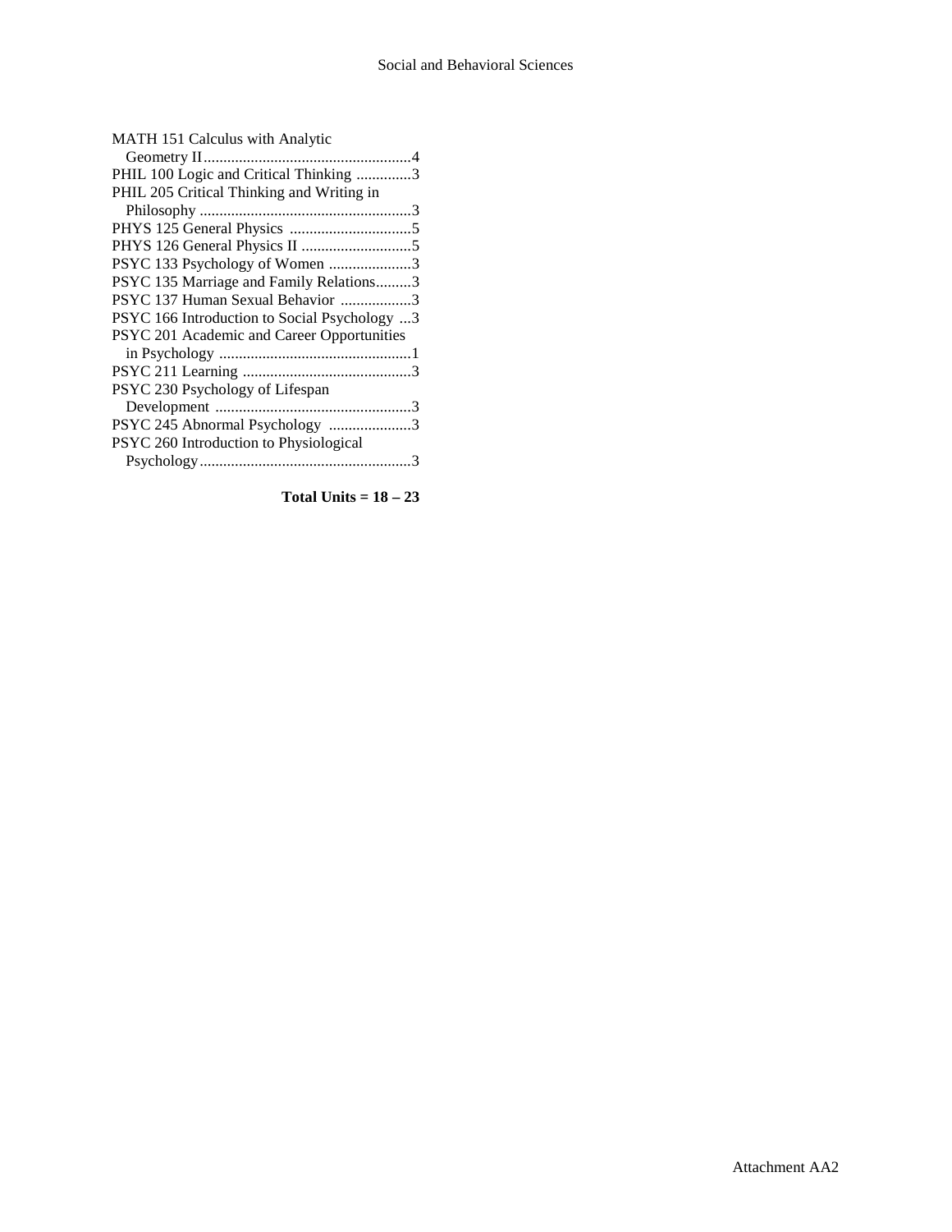MATH 151 Calculus with Analytic Geometry II.....................................................4
PHIL 100 Logic and Critical Thinking ..............3
PHIL 205 Critical Thinking and Writing in Philosophy ......................................................3
PHYS 125 General Physics ...............................5
PHYS 126 General Physics II ............................5
PSYC 133 Psychology of Women .....................3
PSYC 135 Marriage and Family Relations.........3
PSYC 137 Human Sexual Behavior ..................3
PSYC 166 Introduction to Social Psychology ...3
PSYC 201 Academic and Career Opportunities in Psychology .................................................1
PSYC 211 Learning ...........................................3
PSYC 230 Psychology of Lifespan Development ..................................................3
PSYC 245 Abnormal Psychology .....................3
PSYC 260 Introduction to Physiological Psychology......................................................3

**Total Units = 18 – 23**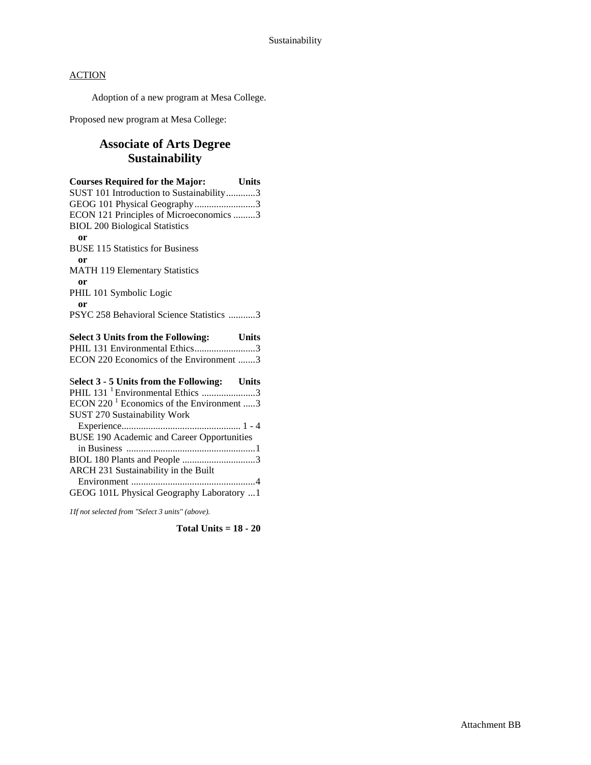ACTION

Adoption of a new program at Mesa College.

Proposed new program at Mesa College:

## Associate of Arts Degree Sustainability

| **Courses Required for the Major:** | **Units** |
|---|---|
| SUST 101 Introduction to Sustainability | 3 |
| GEOG 101 Physical Geography | 3 |
| ECON 121 Principles of Microeconomics | 3 |
| BIOL 200 Biological Statistics **or** BUSE 115 Statistics for Business **or** MATH 119 Elementary Statistics **or** PHIL 101 Symbolic Logic **or** PSYC 258 Behavioral Science Statistics | 3 |

| **Select 3 Units from the Following:** | **Units** |
|---|---|
| PHIL 131 Environmental Ethics | 3 |
| ECON 220 Economics of the Environment | 3 |

| **Select 3 - 5 Units from the Following:** | **Units** |
|---|---|
| PHIL 131 [1] Environmental Ethics | 3 |
| ECON 220 [1] Economics of the Environment | 3 |
| SUST 270 Sustainability Work Experience | 1 - 4 |
| BUSE 190 Academic and Career Opportunities in Business | 1 |
| BIOL 180 Plants and People | 3 |
| ARCH 231 Sustainability in the Built Environment | 4 |
| GEOG 101L Physical Geography Laboratory | 1 |

*1If not selected from "Select 3 units" (above).*

**Total Units = 18 - 20**

Attachment BB